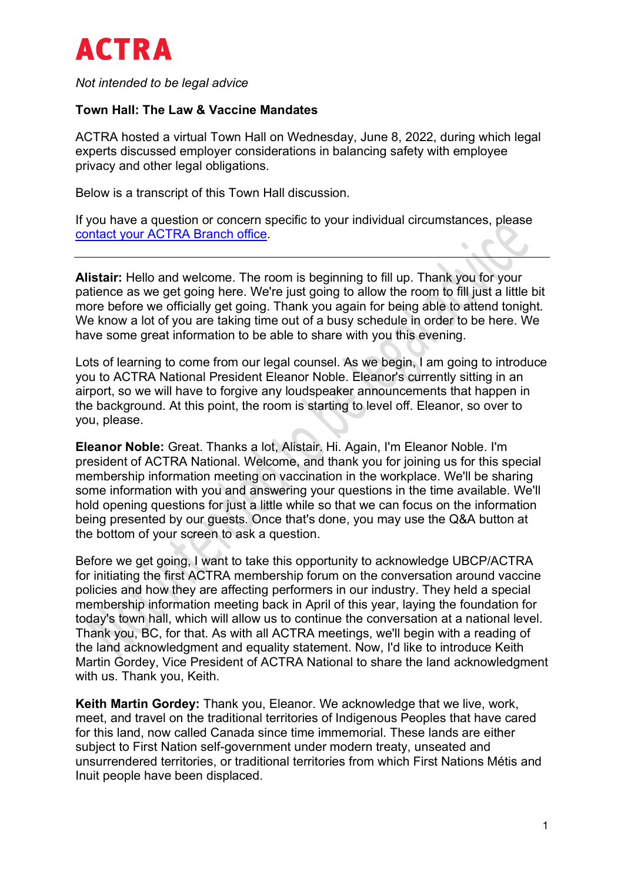# ACTRA

*Not intended to be legal advice*

**Town Hall: The Law & Vaccine Mandates**

ACTRA hosted a virtual Town Hall on Wednesday, June 8, 2022, during which legal experts discussed employer considerations in balancing safety with employee privacy and other legal obligations.

Below is a transcript of this Town Hall discussion.

If you have a question or concern specific to your individual circumstances, please [contact your ACTRA Branch office](#).

---

**Alistair:** Hello and welcome. The room is beginning to fill up. Thank you for your patience as we get going here. We're just going to allow the room to fill just a little bit more before we officially get going. Thank you again for being able to attend tonight. We know a lot of you are taking time out of a busy schedule in order to be here. We have some great information to be able to share with you this evening.

Lots of learning to come from our legal counsel. As we begin, I am going to introduce you to ACTRA National President Eleanor Noble. Eleanor's currently sitting in an airport, so we will have to forgive any loudspeaker announcements that happen in the background. At this point, the room is starting to level off. Eleanor, so over to you, please.

**Eleanor Noble:** Great. Thanks a lot, Alistair. Hi. Again, I'm Eleanor Noble. I'm president of ACTRA National. Welcome, and thank you for joining us for this special membership information meeting on vaccination in the workplace. We'll be sharing some information with you and answering your questions in the time available. We'll hold opening questions for just a little while so that we can focus on the information being presented by our guests. Once that's done, you may use the Q&A button at the bottom of your screen to ask a question.

Before we get going, I want to take this opportunity to acknowledge UBCP/ACTRA for initiating the first ACTRA membership forum on the conversation around vaccine policies and how they are affecting performers in our industry. They held a special membership information meeting back in April of this year, laying the foundation for today's town hall, which will allow us to continue the conversation at a national level. Thank you, BC, for that. As with all ACTRA meetings, we'll begin with a reading of the land acknowledgment and equality statement. Now, I'd like to introduce Keith Martin Gordey, Vice President of ACTRA National to share the land acknowledgment with us. Thank you, Keith.

**Keith Martin Gordey:** Thank you, Eleanor. We acknowledge that we live, work, meet, and travel on the traditional territories of Indigenous Peoples that have cared for this land, now called Canada since time immemorial. These lands are either subject to First Nation self-government under modern treaty, unseated and unsurrendered territories, or traditional territories from which First Nations Métis and Inuit people have been displaced.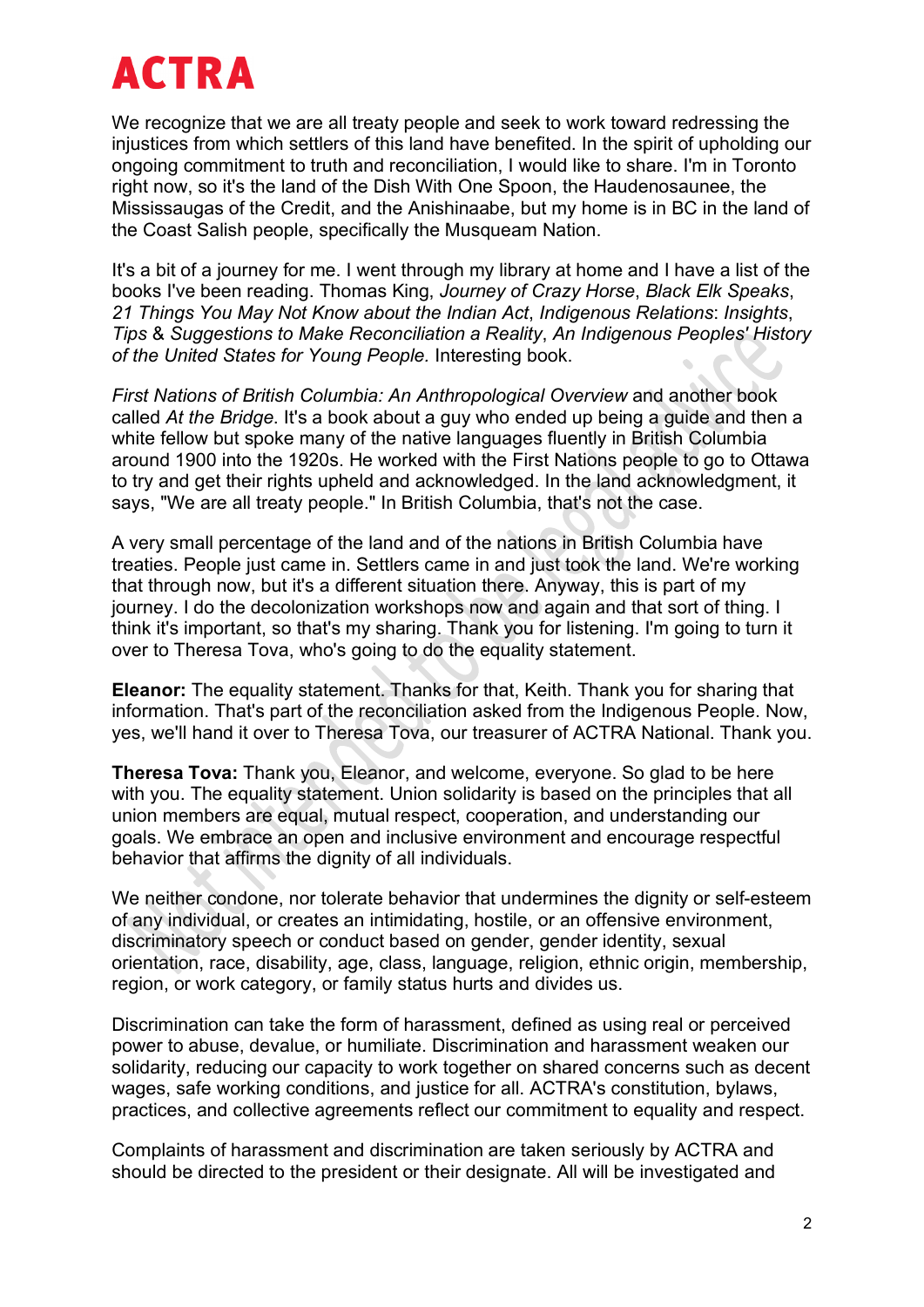We recognize that we are all treaty people and seek to work toward redressing the injustices from which settlers of this land have benefited. In the spirit of upholding our ongoing commitment to truth and reconciliation, I would like to share. I'm in Toronto right now, so it's the land of the Dish With One Spoon, the Haudenosaunee, the Mississaugas of the Credit, and the Anishinaabe, but my home is in BC in the land of the Coast Salish people, specifically the Musqueam Nation.

It's a bit of a journey for me. I went through my library at home and I have a list of the books I've been reading. Thomas King, *Journey of Crazy Horse*, *Black Elk Speaks*, *21 Things You May Not Know about the Indian Act*, *Indigenous Relations*: *Insights, Tips* & *Suggestions to Make Reconciliation a Reality*, *An Indigenous Peoples' History of the United States for Young People.* Interesting book.

*First Nations of British Columbia: An Anthropological Overview* and another book called *At the Bridge*. It's a book about a guy who ended up being a guide and then a white fellow but spoke many of the native languages fluently in British Columbia around 1900 into the 1920s. He worked with the First Nations people to go to Ottawa to try and get their rights upheld and acknowledged. In the land acknowledgment, it says, "We are all treaty people." In British Columbia, that's not the case.

A very small percentage of the land and of the nations in British Columbia have treaties. People just came in. Settlers came in and just took the land. We're working that through now, but it's a different situation there. Anyway, this is part of my journey. I do the decolonization workshops now and again and that sort of thing. I think it's important, so that's my sharing. Thank you for listening. I'm going to turn it over to Theresa Tova, who's going to do the equality statement.

**Eleanor:** The equality statement. Thanks for that, Keith. Thank you for sharing that information. That's part of the reconciliation asked from the Indigenous People. Now, yes, we'll hand it over to Theresa Tova, our treasurer of ACTRA National. Thank you.

**Theresa Tova:** Thank you, Eleanor, and welcome, everyone. So glad to be here with you. The equality statement. Union solidarity is based on the principles that all union members are equal, mutual respect, cooperation, and understanding our goals. We embrace an open and inclusive environment and encourage respectful behavior that affirms the dignity of all individuals.

We neither condone, nor tolerate behavior that undermines the dignity or self-esteem of any individual, or creates an intimidating, hostile, or an offensive environment, discriminatory speech or conduct based on gender, gender identity, sexual orientation, race, disability, age, class, language, religion, ethnic origin, membership, region, or work category, or family status hurts and divides us.

Discrimination can take the form of harassment, defined as using real or perceived power to abuse, devalue, or humiliate. Discrimination and harassment weaken our solidarity, reducing our capacity to work together on shared concerns such as decent wages, safe working conditions, and justice for all. ACTRA's constitution, bylaws, practices, and collective agreements reflect our commitment to equality and respect.

Complaints of harassment and discrimination are taken seriously by ACTRA and should be directed to the president or their designate. All will be investigated and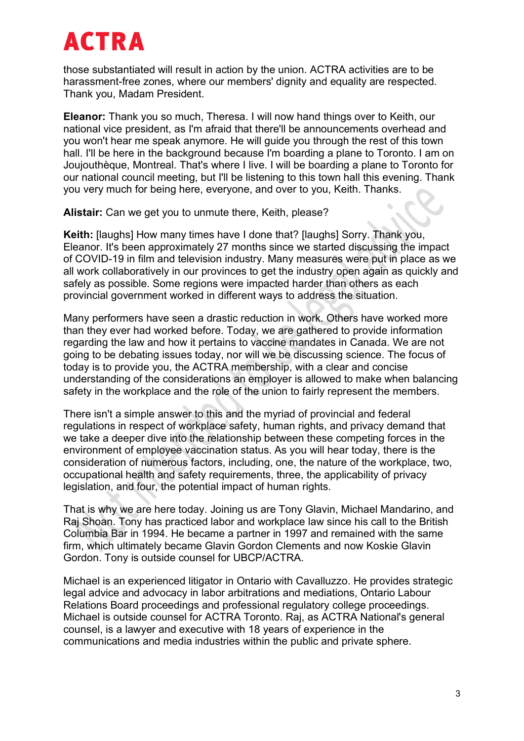those substantiated will result in action by the union. ACTRA activities are to be harassment-free zones, where our members' dignity and equality are respected. Thank you, Madam President.

**Eleanor:** Thank you so much, Theresa. I will now hand things over to Keith, our national vice president, as I'm afraid that there'll be announcements overhead and you won't hear me speak anymore. He will guide you through the rest of this town hall. I'll be here in the background because I'm boarding a plane to Toronto. I am on Joujouthèque, Montreal. That's where I live. I will be boarding a plane to Toronto for our national council meeting, but I'll be listening to this town hall this evening. Thank you very much for being here, everyone, and over to you, Keith. Thanks.

**Alistair:** Can we get you to unmute there, Keith, please?

**Keith:** [laughs] How many times have I done that? [laughs] Sorry. Thank you, Eleanor. It's been approximately 27 months since we started discussing the impact of COVID-19 in film and television industry. Many measures were put in place as we all work collaboratively in our provinces to get the industry open again as quickly and safely as possible. Some regions were impacted harder than others as each provincial government worked in different ways to address the situation.

Many performers have seen a drastic reduction in work. Others have worked more than they ever had worked before. Today, we are gathered to provide information regarding the law and how it pertains to vaccine mandates in Canada. We are not going to be debating issues today, nor will we be discussing science. The focus of today is to provide you, the ACTRA membership, with a clear and concise understanding of the considerations an employer is allowed to make when balancing safety in the workplace and the role of the union to fairly represent the members.

There isn't a simple answer to this and the myriad of provincial and federal regulations in respect of workplace safety, human rights, and privacy demand that we take a deeper dive into the relationship between these competing forces in the environment of employee vaccination status. As you will hear today, there is the consideration of numerous factors, including, one, the nature of the workplace, two, occupational health and safety requirements, three, the applicability of privacy legislation, and four, the potential impact of human rights.

That is why we are here today. Joining us are Tony Glavin, Michael Mandarino, and Raj Shoan. Tony has practiced labor and workplace law since his call to the British Columbia Bar in 1994. He became a partner in 1997 and remained with the same firm, which ultimately became Glavin Gordon Clements and now Koskie Glavin Gordon. Tony is outside counsel for UBCP/ACTRA.

Michael is an experienced litigator in Ontario with Cavalluzzo. He provides strategic legal advice and advocacy in labor arbitrations and mediations, Ontario Labour Relations Board proceedings and professional regulatory college proceedings. Michael is outside counsel for ACTRA Toronto. Raj, as ACTRA National's general counsel, is a lawyer and executive with 18 years of experience in the communications and media industries within the public and private sphere.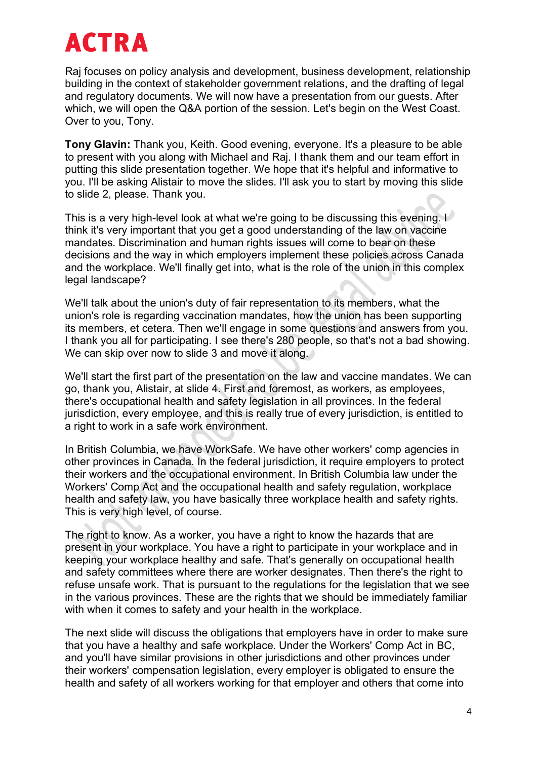Raj focuses on policy analysis and development, business development, relationship building in the context of stakeholder government relations, and the drafting of legal and regulatory documents. We will now have a presentation from our guests. After which, we will open the Q&A portion of the session. Let's begin on the West Coast. Over to you, Tony.

**Tony Glavin:** Thank you, Keith. Good evening, everyone. It's a pleasure to be able to present with you along with Michael and Raj. I thank them and our team effort in putting this slide presentation together. We hope that it's helpful and informative to you. I'll be asking Alistair to move the slides. I'll ask you to start by moving this slide to slide 2, please. Thank you.

This is a very high-level look at what we're going to be discussing this evening. I think it's very important that you get a good understanding of the law on vaccine mandates. Discrimination and human rights issues will come to bear on these decisions and the way in which employers implement these policies across Canada and the workplace. We'll finally get into, what is the role of the union in this complex legal landscape?

We'll talk about the union's duty of fair representation to its members, what the union's role is regarding vaccination mandates, how the union has been supporting its members, et cetera. Then we'll engage in some questions and answers from you. I thank you all for participating. I see there's 280 people, so that's not a bad showing. We can skip over now to slide 3 and move it along.

We'll start the first part of the presentation on the law and vaccine mandates. We can go, thank you, Alistair, at slide 4. First and foremost, as workers, as employees, there's occupational health and safety legislation in all provinces. In the federal jurisdiction, every employee, and this is really true of every jurisdiction, is entitled to a right to work in a safe work environment.

In British Columbia, we have WorkSafe. We have other workers' comp agencies in other provinces in Canada. In the federal jurisdiction, it require employers to protect their workers and the occupational environment. In British Columbia law under the Workers' Comp Act and the occupational health and safety regulation, workplace health and safety law, you have basically three workplace health and safety rights. This is very high level, of course.

The right to know. As a worker, you have a right to know the hazards that are present in your workplace. You have a right to participate in your workplace and in keeping your workplace healthy and safe. That's generally on occupational health and safety committees where there are worker designates. Then there's the right to refuse unsafe work. That is pursuant to the regulations for the legislation that we see in the various provinces. These are the rights that we should be immediately familiar with when it comes to safety and your health in the workplace.

The next slide will discuss the obligations that employers have in order to make sure that you have a healthy and safe workplace. Under the Workers' Comp Act in BC, and you'll have similar provisions in other jurisdictions and other provinces under their workers' compensation legislation, every employer is obligated to ensure the health and safety of all workers working for that employer and others that come into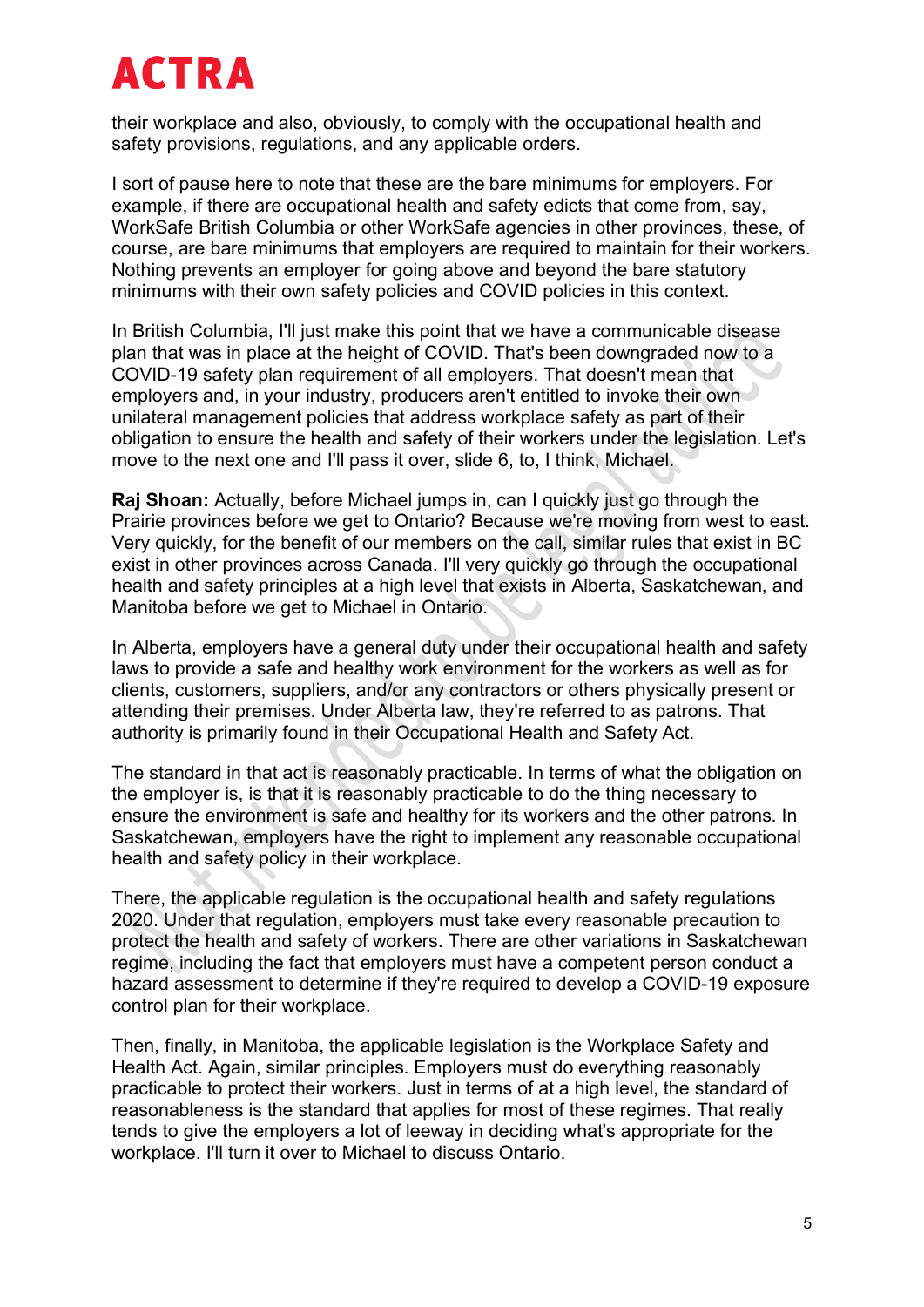their workplace and also, obviously, to comply with the occupational health and safety provisions, regulations, and any applicable orders.

I sort of pause here to note that these are the bare minimums for employers. For example, if there are occupational health and safety edicts that come from, say, WorkSafe British Columbia or other WorkSafe agencies in other provinces, these, of course, are bare minimums that employers are required to maintain for their workers. Nothing prevents an employer for going above and beyond the bare statutory minimums with their own safety policies and COVID policies in this context.

In British Columbia, I'll just make this point that we have a communicable disease plan that was in place at the height of COVID. That's been downgraded now to a COVID-19 safety plan requirement of all employers. That doesn't mean that employers and, in your industry, producers aren't entitled to invoke their own unilateral management policies that address workplace safety as part of their obligation to ensure the health and safety of their workers under the legislation. Let's move to the next one and I'll pass it over, slide 6, to, I think, Michael.

**Raj Shoan:** Actually, before Michael jumps in, can I quickly just go through the Prairie provinces before we get to Ontario? Because we're moving from west to east. Very quickly, for the benefit of our members on the call, similar rules that exist in BC exist in other provinces across Canada. I'll very quickly go through the occupational health and safety principles at a high level that exists in Alberta, Saskatchewan, and Manitoba before we get to Michael in Ontario.

In Alberta, employers have a general duty under their occupational health and safety laws to provide a safe and healthy work environment for the workers as well as for clients, customers, suppliers, and/or any contractors or others physically present or attending their premises. Under Alberta law, they're referred to as patrons. That authority is primarily found in their Occupational Health and Safety Act.

The standard in that act is reasonably practicable. In terms of what the obligation on the employer is, is that it is reasonably practicable to do the thing necessary to ensure the environment is safe and healthy for its workers and the other patrons. In Saskatchewan, employers have the right to implement any reasonable occupational health and safety policy in their workplace.

There, the applicable regulation is the occupational health and safety regulations 2020. Under that regulation, employers must take every reasonable precaution to protect the health and safety of workers. There are other variations in Saskatchewan regime, including the fact that employers must have a competent person conduct a hazard assessment to determine if they're required to develop a COVID-19 exposure control plan for their workplace.

Then, finally, in Manitoba, the applicable legislation is the Workplace Safety and Health Act. Again, similar principles. Employers must do everything reasonably practicable to protect their workers. Just in terms of at a high level, the standard of reasonableness is the standard that applies for most of these regimes. That really tends to give the employers a lot of leeway in deciding what's appropriate for the workplace. I'll turn it over to Michael to discuss Ontario.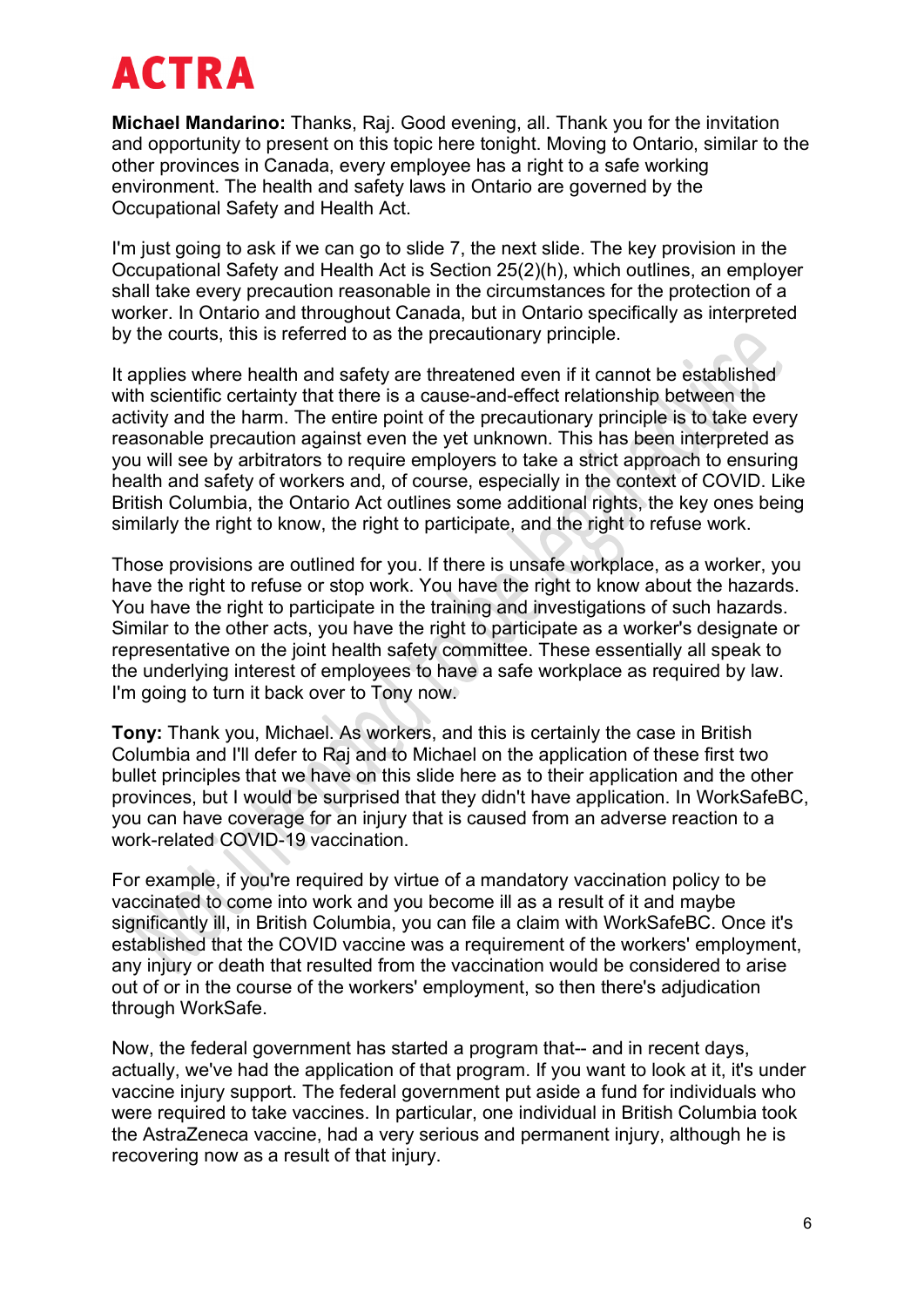**Michael Mandarino:** Thanks, Raj. Good evening, all. Thank you for the invitation and opportunity to present on this topic here tonight. Moving to Ontario, similar to the other provinces in Canada, every employee has a right to a safe working environment. The health and safety laws in Ontario are governed by the Occupational Safety and Health Act.

I'm just going to ask if we can go to slide 7, the next slide. The key provision in the Occupational Safety and Health Act is Section 25(2)(h), which outlines, an employer shall take every precaution reasonable in the circumstances for the protection of a worker. In Ontario and throughout Canada, but in Ontario specifically as interpreted by the courts, this is referred to as the precautionary principle.

It applies where health and safety are threatened even if it cannot be established with scientific certainty that there is a cause-and-effect relationship between the activity and the harm. The entire point of the precautionary principle is to take every reasonable precaution against even the yet unknown. This has been interpreted as you will see by arbitrators to require employers to take a strict approach to ensuring health and safety of workers and, of course, especially in the context of COVID. Like British Columbia, the Ontario Act outlines some additional rights, the key ones being similarly the right to know, the right to participate, and the right to refuse work.

Those provisions are outlined for you. If there is unsafe workplace, as a worker, you have the right to refuse or stop work. You have the right to know about the hazards. You have the right to participate in the training and investigations of such hazards. Similar to the other acts, you have the right to participate as a worker's designate or representative on the joint health safety committee. These essentially all speak to the underlying interest of employees to have a safe workplace as required by law. I'm going to turn it back over to Tony now.

**Tony:** Thank you, Michael. As workers, and this is certainly the case in British Columbia and I'll defer to Raj and to Michael on the application of these first two bullet principles that we have on this slide here as to their application and the other provinces, but I would be surprised that they didn't have application. In WorkSafeBC, you can have coverage for an injury that is caused from an adverse reaction to a work-related COVID-19 vaccination.

For example, if you're required by virtue of a mandatory vaccination policy to be vaccinated to come into work and you become ill as a result of it and maybe significantly ill, in British Columbia, you can file a claim with WorkSafeBC. Once it's established that the COVID vaccine was a requirement of the workers' employment, any injury or death that resulted from the vaccination would be considered to arise out of or in the course of the workers' employment, so then there's adjudication through WorkSafe.

Now, the federal government has started a program that-- and in recent days, actually, we've had the application of that program. If you want to look at it, it's under vaccine injury support. The federal government put aside a fund for individuals who were required to take vaccines. In particular, one individual in British Columbia took the AstraZeneca vaccine, had a very serious and permanent injury, although he is recovering now as a result of that injury.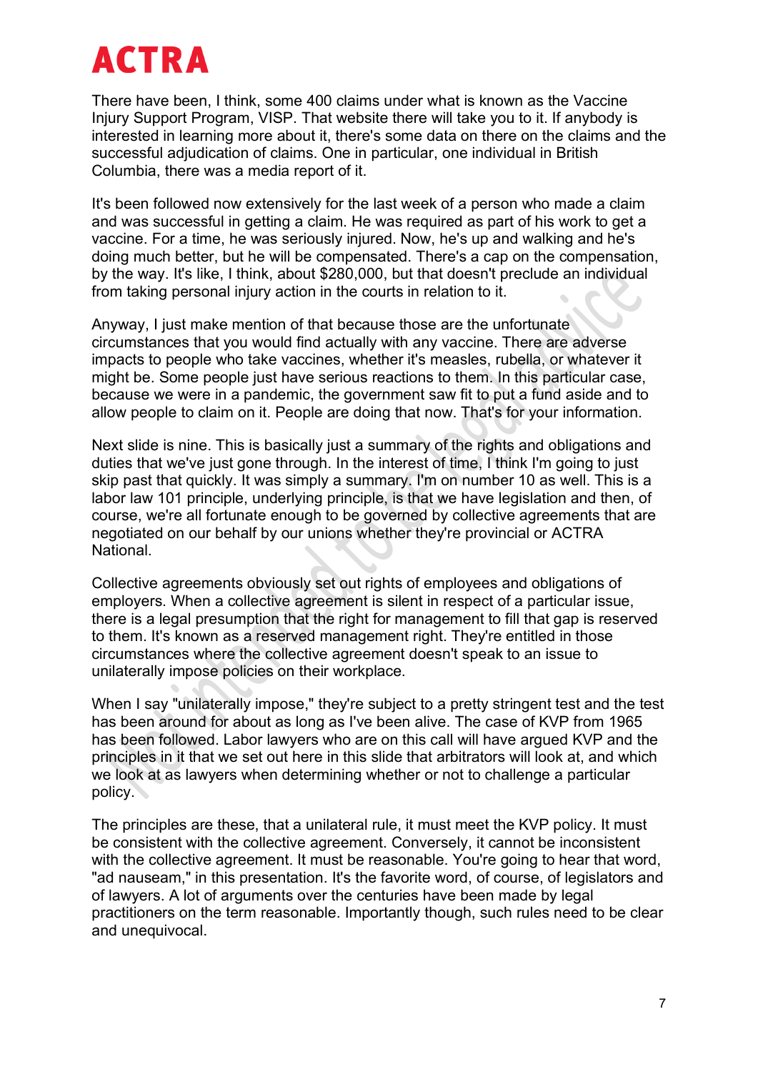There have been, I think, some 400 claims under what is known as the Vaccine Injury Support Program, VISP. That website there will take you to it. If anybody is interested in learning more about it, there's some data on there on the claims and the successful adjudication of claims. One in particular, one individual in British Columbia, there was a media report of it.

It's been followed now extensively for the last week of a person who made a claim and was successful in getting a claim. He was required as part of his work to get a vaccine. For a time, he was seriously injured. Now, he's up and walking and he's doing much better, but he will be compensated. There's a cap on the compensation, by the way. It's like, I think, about $280,000, but that doesn't preclude an individual from taking personal injury action in the courts in relation to it.

Anyway, I just make mention of that because those are the unfortunate circumstances that you would find actually with any vaccine. There are adverse impacts to people who take vaccines, whether it's measles, rubella, or whatever it might be. Some people just have serious reactions to them. In this particular case, because we were in a pandemic, the government saw fit to put a fund aside and to allow people to claim on it. People are doing that now. That's for your information.

Next slide is nine. This is basically just a summary of the rights and obligations and duties that we've just gone through. In the interest of time, I think I'm going to just skip past that quickly. It was simply a summary. I'm on number 10 as well. This is a labor law 101 principle, underlying principle, is that we have legislation and then, of course, we're all fortunate enough to be governed by collective agreements that are negotiated on our behalf by our unions whether they're provincial or ACTRA National.

Collective agreements obviously set out rights of employees and obligations of employers. When a collective agreement is silent in respect of a particular issue, there is a legal presumption that the right for management to fill that gap is reserved to them. It's known as a reserved management right. They're entitled in those circumstances where the collective agreement doesn't speak to an issue to unilaterally impose policies on their workplace.

When I say "unilaterally impose," they're subject to a pretty stringent test and the test has been around for about as long as I've been alive. The case of KVP from 1965 has been followed. Labor lawyers who are on this call will have argued KVP and the principles in it that we set out here in this slide that arbitrators will look at, and which we look at as lawyers when determining whether or not to challenge a particular policy.

The principles are these, that a unilateral rule, it must meet the KVP policy. It must be consistent with the collective agreement. Conversely, it cannot be inconsistent with the collective agreement. It must be reasonable. You're going to hear that word, "ad nauseam," in this presentation. It's the favorite word, of course, of legislators and of lawyers. A lot of arguments over the centuries have been made by legal practitioners on the term reasonable. Importantly though, such rules need to be clear and unequivocal.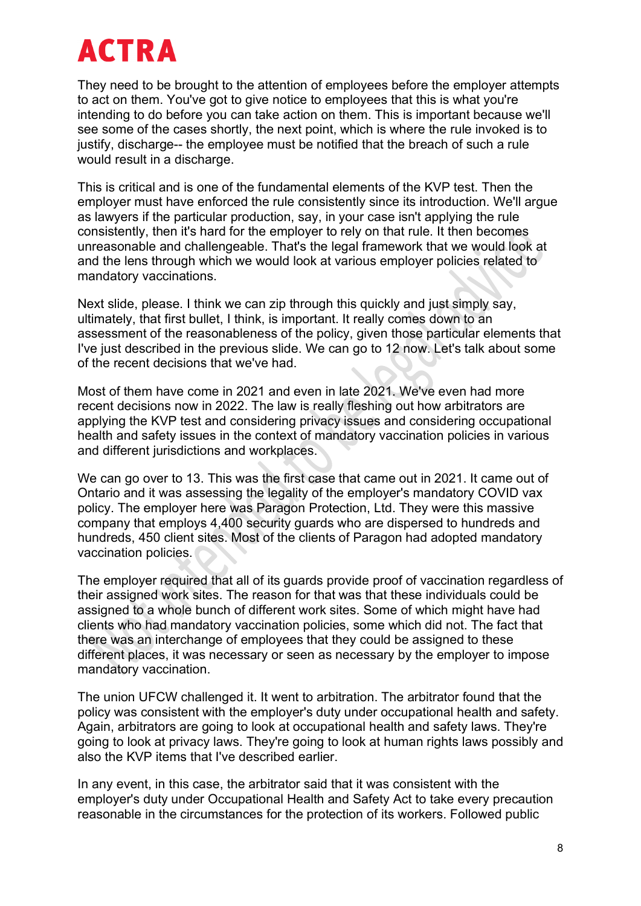They need to be brought to the attention of employees before the employer attempts to act on them. You've got to give notice to employees that this is what you're intending to do before you can take action on them. This is important because we'll see some of the cases shortly, the next point, which is where the rule invoked is to justify, discharge-- the employee must be notified that the breach of such a rule would result in a discharge.

This is critical and is one of the fundamental elements of the KVP test. Then the employer must have enforced the rule consistently since its introduction. We'll argue as lawyers if the particular production, say, in your case isn't applying the rule consistently, then it's hard for the employer to rely on that rule. It then becomes unreasonable and challengeable. That's the legal framework that we would look at and the lens through which we would look at various employer policies related to mandatory vaccinations.

Next slide, please. I think we can zip through this quickly and just simply say, ultimately, that first bullet, I think, is important. It really comes down to an assessment of the reasonableness of the policy, given those particular elements that I've just described in the previous slide. We can go to 12 now. Let's talk about some of the recent decisions that we've had.

Most of them have come in 2021 and even in late 2021. We've even had more recent decisions now in 2022. The law is really fleshing out how arbitrators are applying the KVP test and considering privacy issues and considering occupational health and safety issues in the context of mandatory vaccination policies in various and different jurisdictions and workplaces.

We can go over to 13. This was the first case that came out in 2021. It came out of Ontario and it was assessing the legality of the employer's mandatory COVID vax policy. The employer here was Paragon Protection, Ltd. They were this massive company that employs 4,400 security guards who are dispersed to hundreds and hundreds, 450 client sites. Most of the clients of Paragon had adopted mandatory vaccination policies.

The employer required that all of its guards provide proof of vaccination regardless of their assigned work sites. The reason for that was that these individuals could be assigned to a whole bunch of different work sites. Some of which might have had clients who had mandatory vaccination policies, some which did not. The fact that there was an interchange of employees that they could be assigned to these different places, it was necessary or seen as necessary by the employer to impose mandatory vaccination.

The union UFCW challenged it. It went to arbitration. The arbitrator found that the policy was consistent with the employer's duty under occupational health and safety. Again, arbitrators are going to look at occupational health and safety laws. They're going to look at privacy laws. They're going to look at human rights laws possibly and also the KVP items that I've described earlier.

In any event, in this case, the arbitrator said that it was consistent with the employer's duty under Occupational Health and Safety Act to take every precaution reasonable in the circumstances for the protection of its workers. Followed public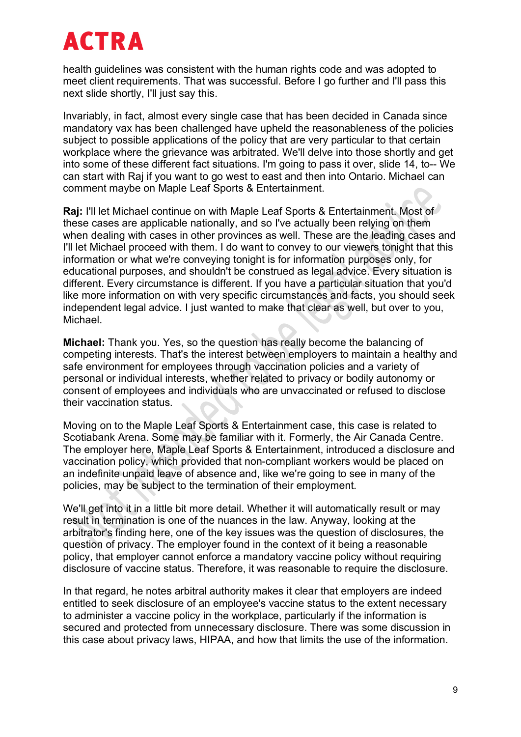health guidelines was consistent with the human rights code and was adopted to meet client requirements. That was successful. Before I go further and I'll pass this next slide shortly, I'll just say this.

Invariably, in fact, almost every single case that has been decided in Canada since mandatory vax has been challenged have upheld the reasonableness of the policies subject to possible applications of the policy that are very particular to that certain workplace where the grievance was arbitrated. We'll delve into those shortly and get into some of these different fact situations. I'm going to pass it over, slide 14, to-- We can start with Raj if you want to go west to east and then into Ontario. Michael can comment maybe on Maple Leaf Sports & Entertainment.

**Raj:** I'll let Michael continue on with Maple Leaf Sports & Entertainment. Most of these cases are applicable nationally, and so I've actually been relying on them when dealing with cases in other provinces as well. These are the leading cases and I'll let Michael proceed with them. I do want to convey to our viewers tonight that this information or what we're conveying tonight is for information purposes only, for educational purposes, and shouldn't be construed as legal advice. Every situation is different. Every circumstance is different. If you have a particular situation that you'd like more information on with very specific circumstances and facts, you should seek independent legal advice. I just wanted to make that clear as well, but over to you, Michael.

**Michael:** Thank you. Yes, so the question has really become the balancing of competing interests. That's the interest between employers to maintain a healthy and safe environment for employees through vaccination policies and a variety of personal or individual interests, whether related to privacy or bodily autonomy or consent of employees and individuals who are unvaccinated or refused to disclose their vaccination status.

Moving on to the Maple Leaf Sports & Entertainment case, this case is related to Scotiabank Arena. Some may be familiar with it. Formerly, the Air Canada Centre. The employer here, Maple Leaf Sports & Entertainment, introduced a disclosure and vaccination policy, which provided that non-compliant workers would be placed on an indefinite unpaid leave of absence and, like we're going to see in many of the policies, may be subject to the termination of their employment.

We'll get into it in a little bit more detail. Whether it will automatically result or may result in termination is one of the nuances in the law. Anyway, looking at the arbitrator's finding here, one of the key issues was the question of disclosures, the question of privacy. The employer found in the context of it being a reasonable policy, that employer cannot enforce a mandatory vaccine policy without requiring disclosure of vaccine status. Therefore, it was reasonable to require the disclosure.

In that regard, he notes arbitral authority makes it clear that employers are indeed entitled to seek disclosure of an employee's vaccine status to the extent necessary to administer a vaccine policy in the workplace, particularly if the information is secured and protected from unnecessary disclosure. There was some discussion in this case about privacy laws, HIPAA, and how that limits the use of the information.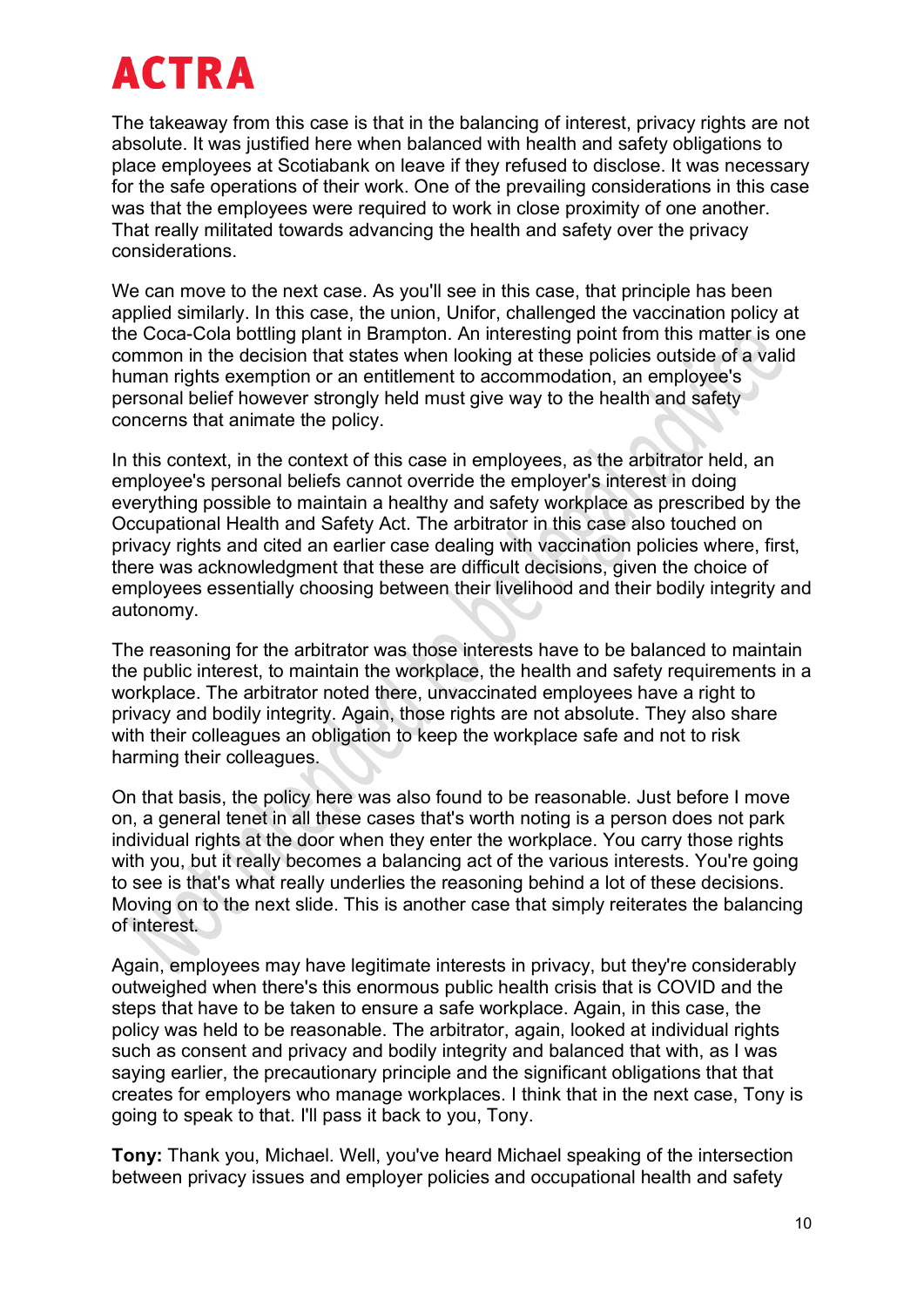The takeaway from this case is that in the balancing of interest, privacy rights are not absolute. It was justified here when balanced with health and safety obligations to place employees at Scotiabank on leave if they refused to disclose. It was necessary for the safe operations of their work. One of the prevailing considerations in this case was that the employees were required to work in close proximity of one another. That really militated towards advancing the health and safety over the privacy considerations.

We can move to the next case. As you'll see in this case, that principle has been applied similarly. In this case, the union, Unifor, challenged the vaccination policy at the Coca-Cola bottling plant in Brampton. An interesting point from this matter is one common in the decision that states when looking at these policies outside of a valid human rights exemption or an entitlement to accommodation, an employee's personal belief however strongly held must give way to the health and safety concerns that animate the policy.

In this context, in the context of this case in employees, as the arbitrator held, an employee's personal beliefs cannot override the employer's interest in doing everything possible to maintain a healthy and safety workplace as prescribed by the Occupational Health and Safety Act. The arbitrator in this case also touched on privacy rights and cited an earlier case dealing with vaccination policies where, first, there was acknowledgment that these are difficult decisions, given the choice of employees essentially choosing between their livelihood and their bodily integrity and autonomy.

The reasoning for the arbitrator was those interests have to be balanced to maintain the public interest, to maintain the workplace, the health and safety requirements in a workplace. The arbitrator noted there, unvaccinated employees have a right to privacy and bodily integrity. Again, those rights are not absolute. They also share with their colleagues an obligation to keep the workplace safe and not to risk harming their colleagues.

On that basis, the policy here was also found to be reasonable. Just before I move on, a general tenet in all these cases that's worth noting is a person does not park individual rights at the door when they enter the workplace. You carry those rights with you, but it really becomes a balancing act of the various interests. You're going to see is that's what really underlies the reasoning behind a lot of these decisions. Moving on to the next slide. This is another case that simply reiterates the balancing of interest.

Again, employees may have legitimate interests in privacy, but they're considerably outweighed when there's this enormous public health crisis that is COVID and the steps that have to be taken to ensure a safe workplace. Again, in this case, the policy was held to be reasonable. The arbitrator, again, looked at individual rights such as consent and privacy and bodily integrity and balanced that with, as I was saying earlier, the precautionary principle and the significant obligations that that creates for employers who manage workplaces. I think that in the next case, Tony is going to speak to that. I'll pass it back to you, Tony.

**Tony:** Thank you, Michael. Well, you've heard Michael speaking of the intersection between privacy issues and employer policies and occupational health and safety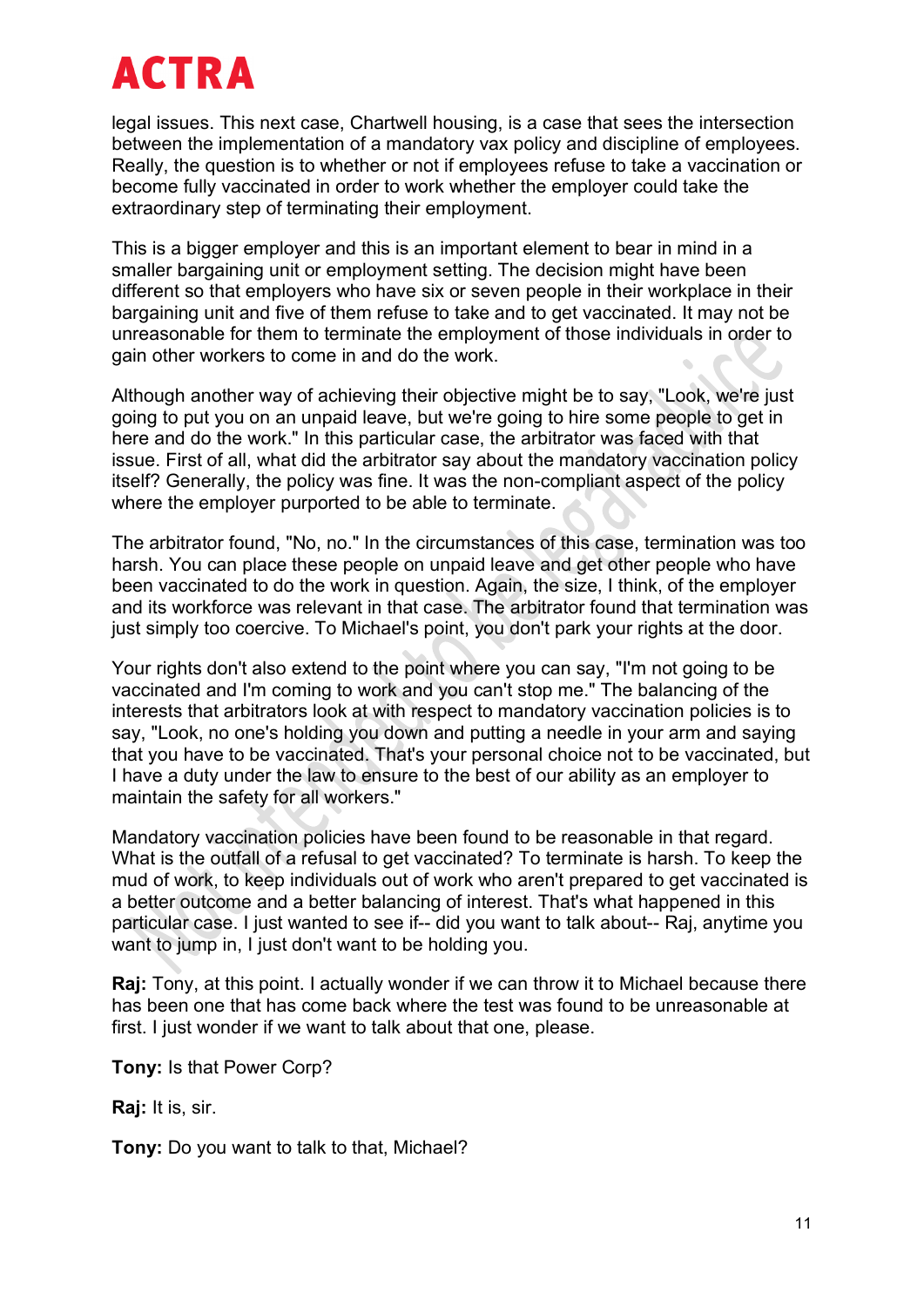legal issues. This next case, Chartwell housing, is a case that sees the intersection between the implementation of a mandatory vax policy and discipline of employees. Really, the question is to whether or not if employees refuse to take a vaccination or become fully vaccinated in order to work whether the employer could take the extraordinary step of terminating their employment.

This is a bigger employer and this is an important element to bear in mind in a smaller bargaining unit or employment setting. The decision might have been different so that employers who have six or seven people in their workplace in their bargaining unit and five of them refuse to take and to get vaccinated. It may not be unreasonable for them to terminate the employment of those individuals in order to gain other workers to come in and do the work.

Although another way of achieving their objective might be to say, "Look, we're just going to put you on an unpaid leave, but we're going to hire some people to get in here and do the work." In this particular case, the arbitrator was faced with that issue. First of all, what did the arbitrator say about the mandatory vaccination policy itself? Generally, the policy was fine. It was the non-compliant aspect of the policy where the employer purported to be able to terminate.

The arbitrator found, "No, no." In the circumstances of this case, termination was too harsh. You can place these people on unpaid leave and get other people who have been vaccinated to do the work in question. Again, the size, I think, of the employer and its workforce was relevant in that case. The arbitrator found that termination was just simply too coercive. To Michael's point, you don't park your rights at the door.

Your rights don't also extend to the point where you can say, "I'm not going to be vaccinated and I'm coming to work and you can't stop me." The balancing of the interests that arbitrators look at with respect to mandatory vaccination policies is to say, "Look, no one's holding you down and putting a needle in your arm and saying that you have to be vaccinated. That's your personal choice not to be vaccinated, but I have a duty under the law to ensure to the best of our ability as an employer to maintain the safety for all workers."

Mandatory vaccination policies have been found to be reasonable in that regard. What is the outfall of a refusal to get vaccinated? To terminate is harsh. To keep the mud of work, to keep individuals out of work who aren't prepared to get vaccinated is a better outcome and a better balancing of interest. That's what happened in this particular case. I just wanted to see if-- did you want to talk about-- Raj, anytime you want to jump in, I just don't want to be holding you.

**Raj:** Tony, at this point. I actually wonder if we can throw it to Michael because there has been one that has come back where the test was found to be unreasonable at first. I just wonder if we want to talk about that one, please.

**Tony:** Is that Power Corp?

**Raj:** It is, sir.

**Tony:** Do you want to talk to that, Michael?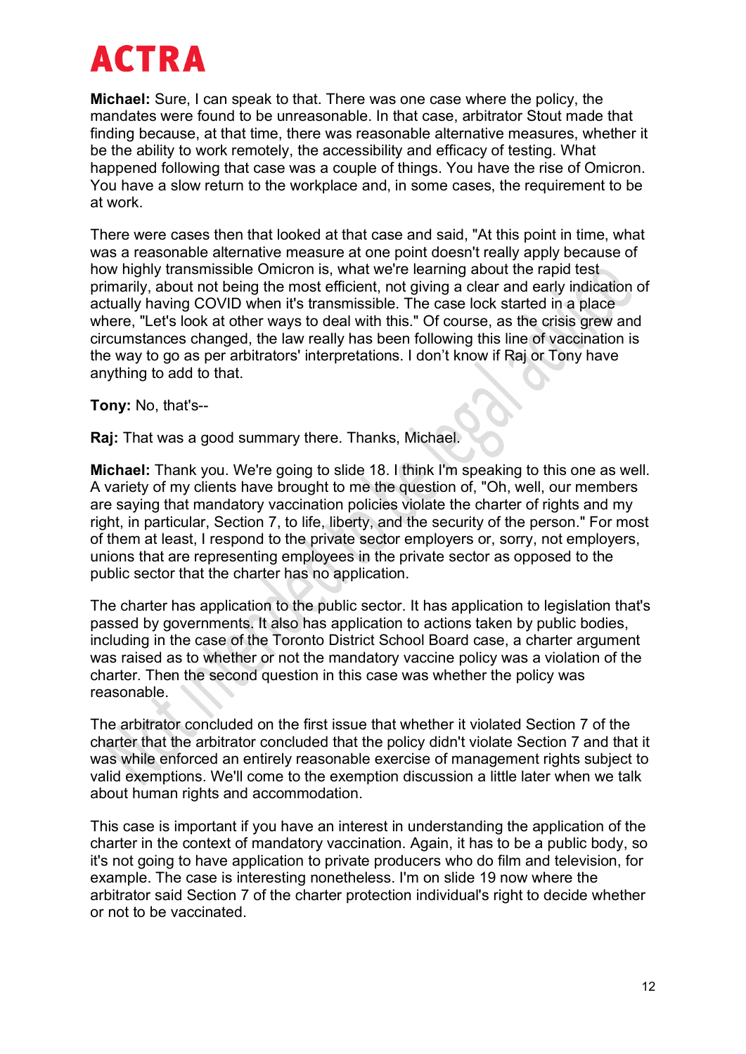**Michael:** Sure, I can speak to that. There was one case where the policy, the mandates were found to be unreasonable. In that case, arbitrator Stout made that finding because, at that time, there was reasonable alternative measures, whether it be the ability to work remotely, the accessibility and efficacy of testing. What happened following that case was a couple of things. You have the rise of Omicron. You have a slow return to the workplace and, in some cases, the requirement to be at work.

There were cases then that looked at that case and said, "At this point in time, what was a reasonable alternative measure at one point doesn't really apply because of how highly transmissible Omicron is, what we're learning about the rapid test primarily, about not being the most efficient, not giving a clear and early indication of actually having COVID when it's transmissible. The case lock started in a place where, "Let's look at other ways to deal with this." Of course, as the crisis grew and circumstances changed, the law really has been following this line of vaccination is the way to go as per arbitrators' interpretations. I don't know if Raj or Tony have anything to add to that.

**Tony:** No, that's--

**Raj:** That was a good summary there. Thanks, Michael.

**Michael:** Thank you. We're going to slide 18. I think I'm speaking to this one as well. A variety of my clients have brought to me the question of, "Oh, well, our members are saying that mandatory vaccination policies violate the charter of rights and my right, in particular, Section 7, to life, liberty, and the security of the person." For most of them at least, I respond to the private sector employers or, sorry, not employers, unions that are representing employees in the private sector as opposed to the public sector that the charter has no application.

The charter has application to the public sector. It has application to legislation that's passed by governments. It also has application to actions taken by public bodies, including in the case of the Toronto District School Board case, a charter argument was raised as to whether or not the mandatory vaccine policy was a violation of the charter. Then the second question in this case was whether the policy was reasonable.

The arbitrator concluded on the first issue that whether it violated Section 7 of the charter that the arbitrator concluded that the policy didn't violate Section 7 and that it was while enforced an entirely reasonable exercise of management rights subject to valid exemptions. We'll come to the exemption discussion a little later when we talk about human rights and accommodation.

This case is important if you have an interest in understanding the application of the charter in the context of mandatory vaccination. Again, it has to be a public body, so it's not going to have application to private producers who do film and television, for example. The case is interesting nonetheless. I'm on slide 19 now where the arbitrator said Section 7 of the charter protection individual's right to decide whether or not to be vaccinated.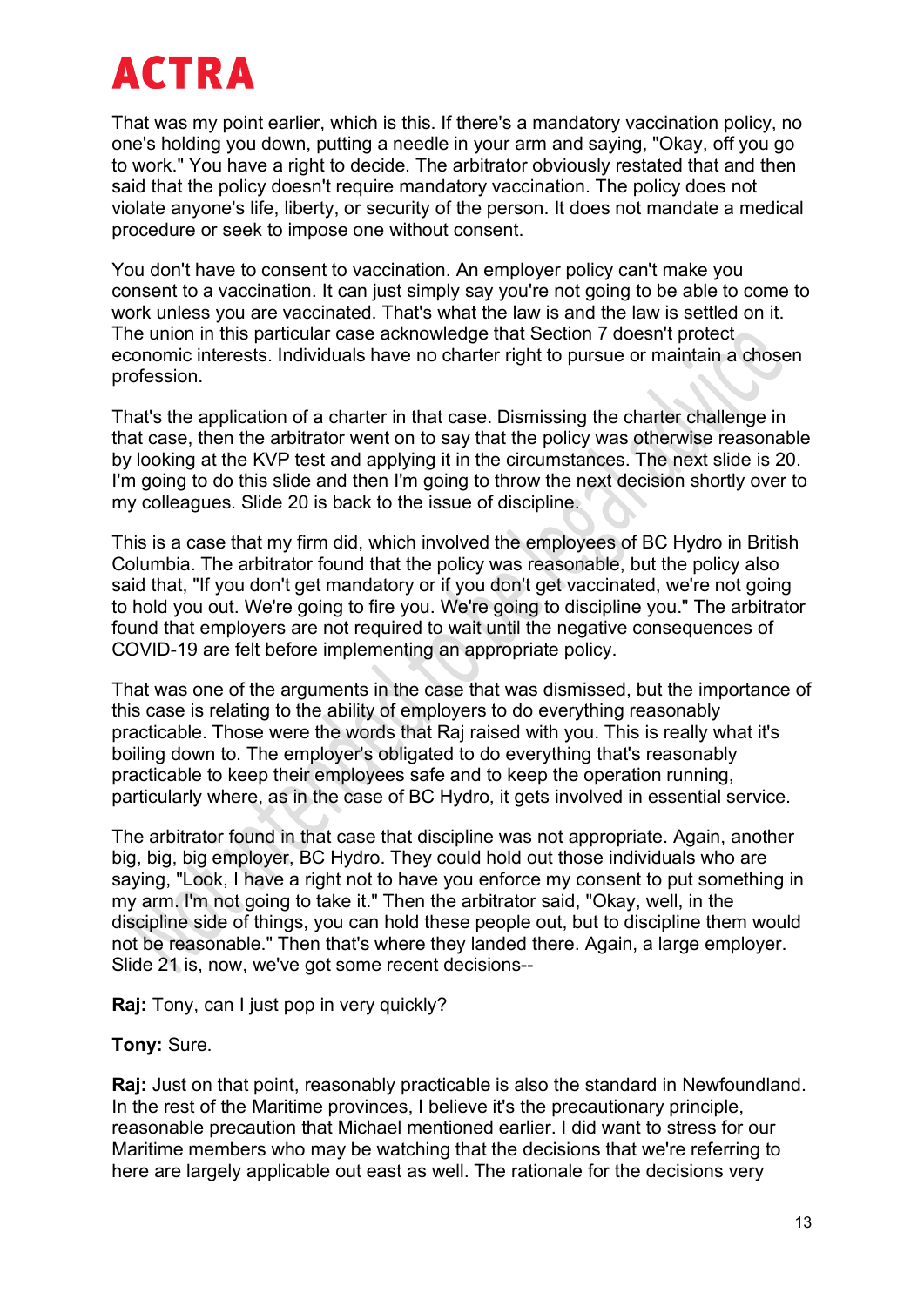That was my point earlier, which is this. If there's a mandatory vaccination policy, no one's holding you down, putting a needle in your arm and saying, "Okay, off you go to work." You have a right to decide. The arbitrator obviously restated that and then said that the policy doesn't require mandatory vaccination. The policy does not violate anyone's life, liberty, or security of the person. It does not mandate a medical procedure or seek to impose one without consent.

You don't have to consent to vaccination. An employer policy can't make you consent to a vaccination. It can just simply say you're not going to be able to come to work unless you are vaccinated. That's what the law is and the law is settled on it. The union in this particular case acknowledge that Section 7 doesn't protect economic interests. Individuals have no charter right to pursue or maintain a chosen profession.

That's the application of a charter in that case. Dismissing the charter challenge in that case, then the arbitrator went on to say that the policy was otherwise reasonable by looking at the KVP test and applying it in the circumstances. The next slide is 20. I'm going to do this slide and then I'm going to throw the next decision shortly over to my colleagues. Slide 20 is back to the issue of discipline.

This is a case that my firm did, which involved the employees of BC Hydro in British Columbia. The arbitrator found that the policy was reasonable, but the policy also said that, "If you don't get mandatory or if you don't get vaccinated, we're not going to hold you out. We're going to fire you. We're going to discipline you." The arbitrator found that employers are not required to wait until the negative consequences of COVID-19 are felt before implementing an appropriate policy.

That was one of the arguments in the case that was dismissed, but the importance of this case is relating to the ability of employers to do everything reasonably practicable. Those were the words that Raj raised with you. This is really what it's boiling down to. The employer's obligated to do everything that's reasonably practicable to keep their employees safe and to keep the operation running, particularly where, as in the case of BC Hydro, it gets involved in essential service.

The arbitrator found in that case that discipline was not appropriate. Again, another big, big, big employer, BC Hydro. They could hold out those individuals who are saying, "Look, I have a right not to have you enforce my consent to put something in my arm. I'm not going to take it." Then the arbitrator said, "Okay, well, in the discipline side of things, you can hold these people out, but to discipline them would not be reasonable." Then that's where they landed there. Again, a large employer. Slide 21 is, now, we've got some recent decisions--

**Raj:** Tony, can I just pop in very quickly?

**Tony:** Sure.

**Raj:** Just on that point, reasonably practicable is also the standard in Newfoundland. In the rest of the Maritime provinces, I believe it's the precautionary principle, reasonable precaution that Michael mentioned earlier. I did want to stress for our Maritime members who may be watching that the decisions that we're referring to here are largely applicable out east as well. The rationale for the decisions very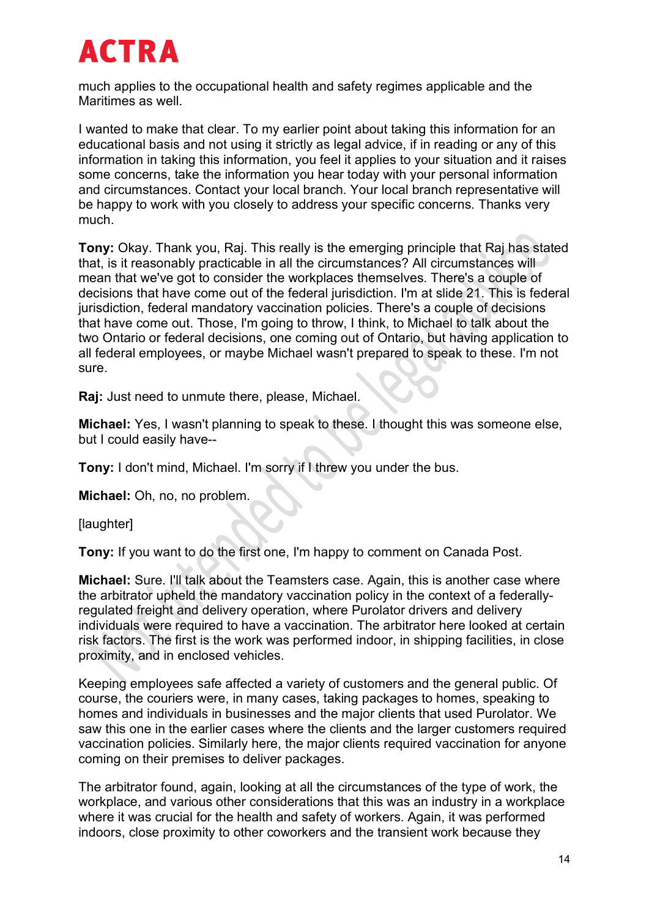much applies to the occupational health and safety regimes applicable and the Maritimes as well.

I wanted to make that clear. To my earlier point about taking this information for an educational basis and not using it strictly as legal advice, if in reading or any of this information in taking this information, you feel it applies to your situation and it raises some concerns, take the information you hear today with your personal information and circumstances. Contact your local branch. Your local branch representative will be happy to work with you closely to address your specific concerns. Thanks very much.

**Tony:** Okay. Thank you, Raj. This really is the emerging principle that Raj has stated that, is it reasonably practicable in all the circumstances? All circumstances will mean that we've got to consider the workplaces themselves. There's a couple of decisions that have come out of the federal jurisdiction. I'm at slide 21. This is federal jurisdiction, federal mandatory vaccination policies. There's a couple of decisions that have come out. Those, I'm going to throw, I think, to Michael to talk about the two Ontario or federal decisions, one coming out of Ontario, but having application to all federal employees, or maybe Michael wasn't prepared to speak to these. I'm not sure.

**Raj:** Just need to unmute there, please, Michael.

**Michael:** Yes, I wasn't planning to speak to these. I thought this was someone else, but I could easily have--

**Tony:** I don't mind, Michael. I'm sorry if I threw you under the bus.

**Michael:** Oh, no, no problem.

[laughter]

**Tony:** If you want to do the first one, I'm happy to comment on Canada Post.

**Michael:** Sure. I'll talk about the Teamsters case. Again, this is another case where the arbitrator upheld the mandatory vaccination policy in the context of a federally-regulated freight and delivery operation, where Purolator drivers and delivery individuals were required to have a vaccination. The arbitrator here looked at certain risk factors. The first is the work was performed indoor, in shipping facilities, in close proximity, and in enclosed vehicles.

Keeping employees safe affected a variety of customers and the general public. Of course, the couriers were, in many cases, taking packages to homes, speaking to homes and individuals in businesses and the major clients that used Purolator. We saw this one in the earlier cases where the clients and the larger customers required vaccination policies. Similarly here, the major clients required vaccination for anyone coming on their premises to deliver packages.

The arbitrator found, again, looking at all the circumstances of the type of work, the workplace, and various other considerations that this was an industry in a workplace where it was crucial for the health and safety of workers. Again, it was performed indoors, close proximity to other coworkers and the transient work because they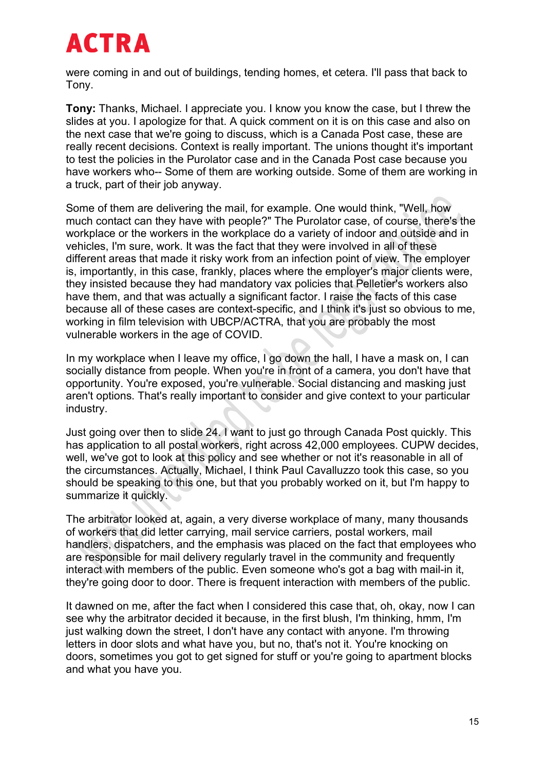were coming in and out of buildings, tending homes, et cetera. I'll pass that back to Tony.

**Tony:** Thanks, Michael. I appreciate you. I know you know the case, but I threw the slides at you. I apologize for that. A quick comment on it is on this case and also on the next case that we're going to discuss, which is a Canada Post case, these are really recent decisions. Context is really important. The unions thought it's important to test the policies in the Purolator case and in the Canada Post case because you have workers who-- Some of them are working outside. Some of them are working in a truck, part of their job anyway.

Some of them are delivering the mail, for example. One would think, "Well, how much contact can they have with people?" The Purolator case, of course, there's the workplace or the workers in the workplace do a variety of indoor and outside and in vehicles, I'm sure, work. It was the fact that they were involved in all of these different areas that made it risky work from an infection point of view. The employer is, importantly, in this case, frankly, places where the employer's major clients were, they insisted because they had mandatory vax policies that Pelletier's workers also have them, and that was actually a significant factor. I raise the facts of this case because all of these cases are context-specific, and I think it's just so obvious to me, working in film television with UBCP/ACTRA, that you are probably the most vulnerable workers in the age of COVID.

In my workplace when I leave my office, I go down the hall, I have a mask on, I can socially distance from people. When you're in front of a camera, you don't have that opportunity. You're exposed, you're vulnerable. Social distancing and masking just aren't options. That's really important to consider and give context to your particular industry.

Just going over then to slide 24. I want to just go through Canada Post quickly. This has application to all postal workers, right across 42,000 employees. CUPW decides, well, we've got to look at this policy and see whether or not it's reasonable in all of the circumstances. Actually, Michael, I think Paul Cavalluzzo took this case, so you should be speaking to this one, but that you probably worked on it, but I'm happy to summarize it quickly.

The arbitrator looked at, again, a very diverse workplace of many, many thousands of workers that did letter carrying, mail service carriers, postal workers, mail handlers, dispatchers, and the emphasis was placed on the fact that employees who are responsible for mail delivery regularly travel in the community and frequently interact with members of the public. Even someone who's got a bag with mail-in it, they're going door to door. There is frequent interaction with members of the public.

It dawned on me, after the fact when I considered this case that, oh, okay, now I can see why the arbitrator decided it because, in the first blush, I'm thinking, hmm, I'm just walking down the street, I don't have any contact with anyone. I'm throwing letters in door slots and what have you, but no, that's not it. You're knocking on doors, sometimes you got to get signed for stuff or you're going to apartment blocks and what you have you.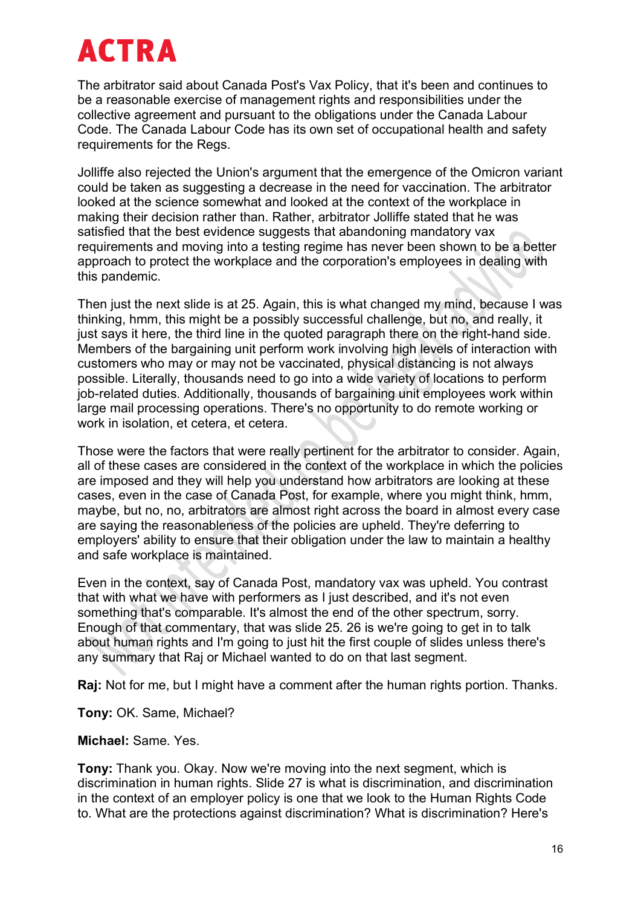The arbitrator said about Canada Post's Vax Policy, that it's been and continues to be a reasonable exercise of management rights and responsibilities under the collective agreement and pursuant to the obligations under the Canada Labour Code. The Canada Labour Code has its own set of occupational health and safety requirements for the Regs.

Jolliffe also rejected the Union's argument that the emergence of the Omicron variant could be taken as suggesting a decrease in the need for vaccination. The arbitrator looked at the science somewhat and looked at the context of the workplace in making their decision rather than. Rather, arbitrator Jolliffe stated that he was satisfied that the best evidence suggests that abandoning mandatory vax requirements and moving into a testing regime has never been shown to be a better approach to protect the workplace and the corporation's employees in dealing with this pandemic.

Then just the next slide is at 25. Again, this is what changed my mind, because I was thinking, hmm, this might be a possibly successful challenge, but no, and really, it just says it here, the third line in the quoted paragraph there on the right-hand side. Members of the bargaining unit perform work involving high levels of interaction with customers who may or may not be vaccinated, physical distancing is not always possible. Literally, thousands need to go into a wide variety of locations to perform job-related duties. Additionally, thousands of bargaining unit employees work within large mail processing operations. There's no opportunity to do remote working or work in isolation, et cetera, et cetera.

Those were the factors that were really pertinent for the arbitrator to consider. Again, all of these cases are considered in the context of the workplace in which the policies are imposed and they will help you understand how arbitrators are looking at these cases, even in the case of Canada Post, for example, where you might think, hmm, maybe, but no, no, arbitrators are almost right across the board in almost every case are saying the reasonableness of the policies are upheld. They're deferring to employers' ability to ensure that their obligation under the law to maintain a healthy and safe workplace is maintained.

Even in the context, say of Canada Post, mandatory vax was upheld. You contrast that with what we have with performers as I just described, and it's not even something that's comparable. It's almost the end of the other spectrum, sorry. Enough of that commentary, that was slide 25. 26 is we're going to get in to talk about human rights and I'm going to just hit the first couple of slides unless there's any summary that Raj or Michael wanted to do on that last segment.

**Raj:** Not for me, but I might have a comment after the human rights portion. Thanks.

**Tony:** OK. Same, Michael?

**Michael:** Same. Yes.

**Tony:** Thank you. Okay. Now we're moving into the next segment, which is discrimination in human rights. Slide 27 is what is discrimination, and discrimination in the context of an employer policy is one that we look to the Human Rights Code to. What are the protections against discrimination? What is discrimination? Here's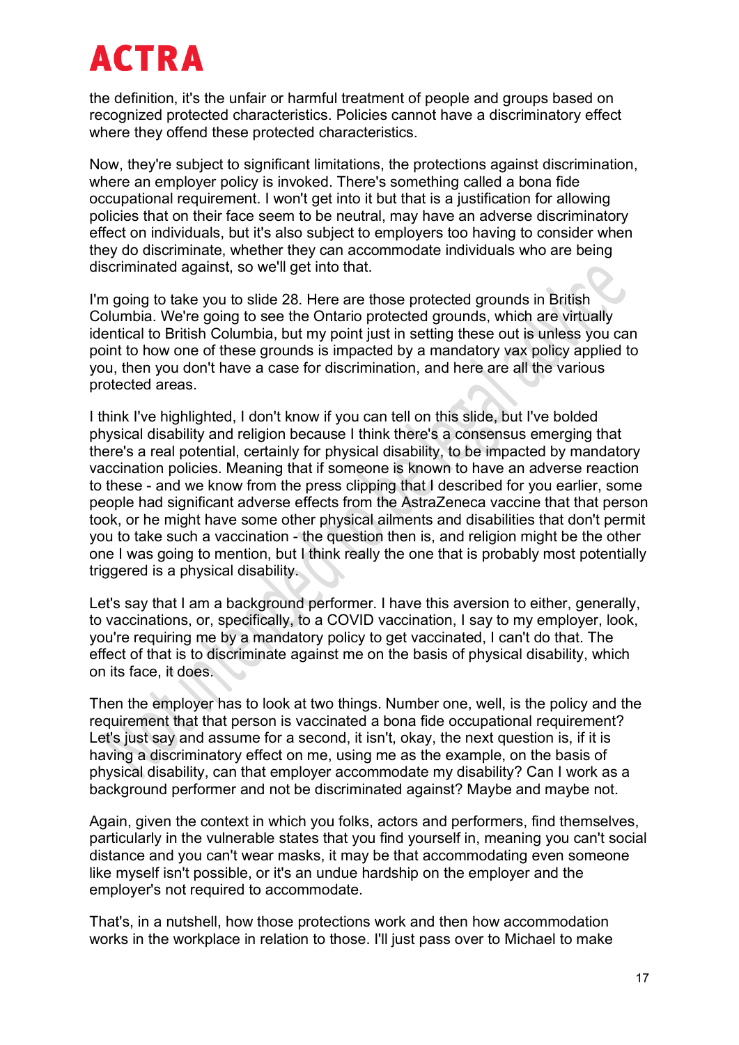the definition, it's the unfair or harmful treatment of people and groups based on recognized protected characteristics. Policies cannot have a discriminatory effect where they offend these protected characteristics.

Now, they're subject to significant limitations, the protections against discrimination, where an employer policy is invoked. There's something called a bona fide occupational requirement. I won't get into it but that is a justification for allowing policies that on their face seem to be neutral, may have an adverse discriminatory effect on individuals, but it's also subject to employers too having to consider when they do discriminate, whether they can accommodate individuals who are being discriminated against, so we'll get into that.

I'm going to take you to slide 28. Here are those protected grounds in British Columbia. We're going to see the Ontario protected grounds, which are virtually identical to British Columbia, but my point just in setting these out is unless you can point to how one of these grounds is impacted by a mandatory vax policy applied to you, then you don't have a case for discrimination, and here are all the various protected areas.

I think I've highlighted, I don't know if you can tell on this slide, but I've bolded physical disability and religion because I think there's a consensus emerging that there's a real potential, certainly for physical disability, to be impacted by mandatory vaccination policies. Meaning that if someone is known to have an adverse reaction to these - and we know from the press clipping that I described for you earlier, some people had significant adverse effects from the AstraZeneca vaccine that that person took, or he might have some other physical ailments and disabilities that don't permit you to take such a vaccination - the question then is, and religion might be the other one I was going to mention, but I think really the one that is probably most potentially triggered is a physical disability.

Let's say that I am a background performer. I have this aversion to either, generally, to vaccinations, or, specifically, to a COVID vaccination, I say to my employer, look, you're requiring me by a mandatory policy to get vaccinated, I can't do that. The effect of that is to discriminate against me on the basis of physical disability, which on its face, it does.

Then the employer has to look at two things. Number one, well, is the policy and the requirement that that person is vaccinated a bona fide occupational requirement? Let's just say and assume for a second, it isn't, okay, the next question is, if it is having a discriminatory effect on me, using me as the example, on the basis of physical disability, can that employer accommodate my disability? Can I work as a background performer and not be discriminated against? Maybe and maybe not.

Again, given the context in which you folks, actors and performers, find themselves, particularly in the vulnerable states that you find yourself in, meaning you can't social distance and you can't wear masks, it may be that accommodating even someone like myself isn't possible, or it's an undue hardship on the employer and the employer's not required to accommodate.

That's, in a nutshell, how those protections work and then how accommodation works in the workplace in relation to those. I'll just pass over to Michael to make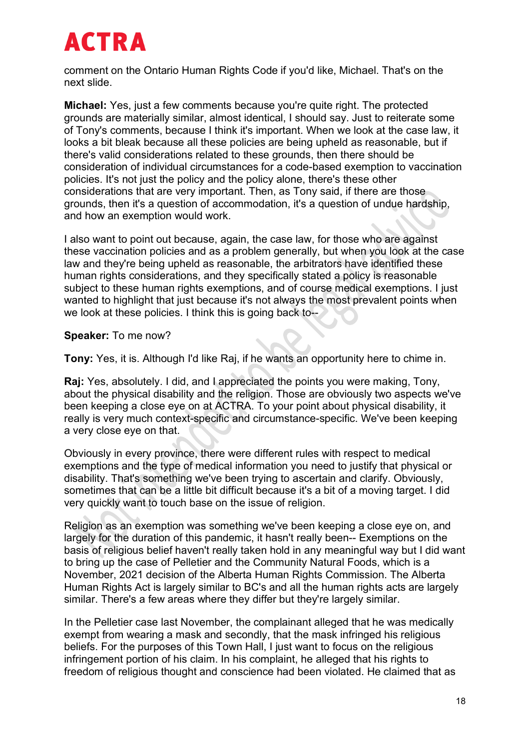comment on the Ontario Human Rights Code if you'd like, Michael. That's on the next slide.

**Michael:** Yes, just a few comments because you're quite right. The protected grounds are materially similar, almost identical, I should say. Just to reiterate some of Tony's comments, because I think it's important. When we look at the case law, it looks a bit bleak because all these policies are being upheld as reasonable, but if there's valid considerations related to these grounds, then there should be consideration of individual circumstances for a code-based exemption to vaccination policies. It's not just the policy and the policy alone, there's these other considerations that are very important. Then, as Tony said, if there are those grounds, then it's a question of accommodation, it's a question of undue hardship, and how an exemption would work.

I also want to point out because, again, the case law, for those who are against these vaccination policies and as a problem generally, but when you look at the case law and they're being upheld as reasonable, the arbitrators have identified these human rights considerations, and they specifically stated a policy is reasonable subject to these human rights exemptions, and of course medical exemptions. I just wanted to highlight that just because it's not always the most prevalent points when we look at these policies. I think this is going back to--

**Speaker:** To me now?

**Tony:** Yes, it is. Although I'd like Raj, if he wants an opportunity here to chime in.

**Raj:** Yes, absolutely. I did, and I appreciated the points you were making, Tony, about the physical disability and the religion. Those are obviously two aspects we've been keeping a close eye on at ACTRA. To your point about physical disability, it really is very much context-specific and circumstance-specific. We've been keeping a very close eye on that.

Obviously in every province, there were different rules with respect to medical exemptions and the type of medical information you need to justify that physical or disability. That's something we've been trying to ascertain and clarify. Obviously, sometimes that can be a little bit difficult because it's a bit of a moving target. I did very quickly want to touch base on the issue of religion.

Religion as an exemption was something we've been keeping a close eye on, and largely for the duration of this pandemic, it hasn't really been-- Exemptions on the basis of religious belief haven't really taken hold in any meaningful way but I did want to bring up the case of Pelletier and the Community Natural Foods, which is a November, 2021 decision of the Alberta Human Rights Commission. The Alberta Human Rights Act is largely similar to BC's and all the human rights acts are largely similar. There's a few areas where they differ but they're largely similar.

In the Pelletier case last November, the complainant alleged that he was medically exempt from wearing a mask and secondly, that the mask infringed his religious beliefs. For the purposes of this Town Hall, I just want to focus on the religious infringement portion of his claim. In his complaint, he alleged that his rights to freedom of religious thought and conscience had been violated. He claimed that as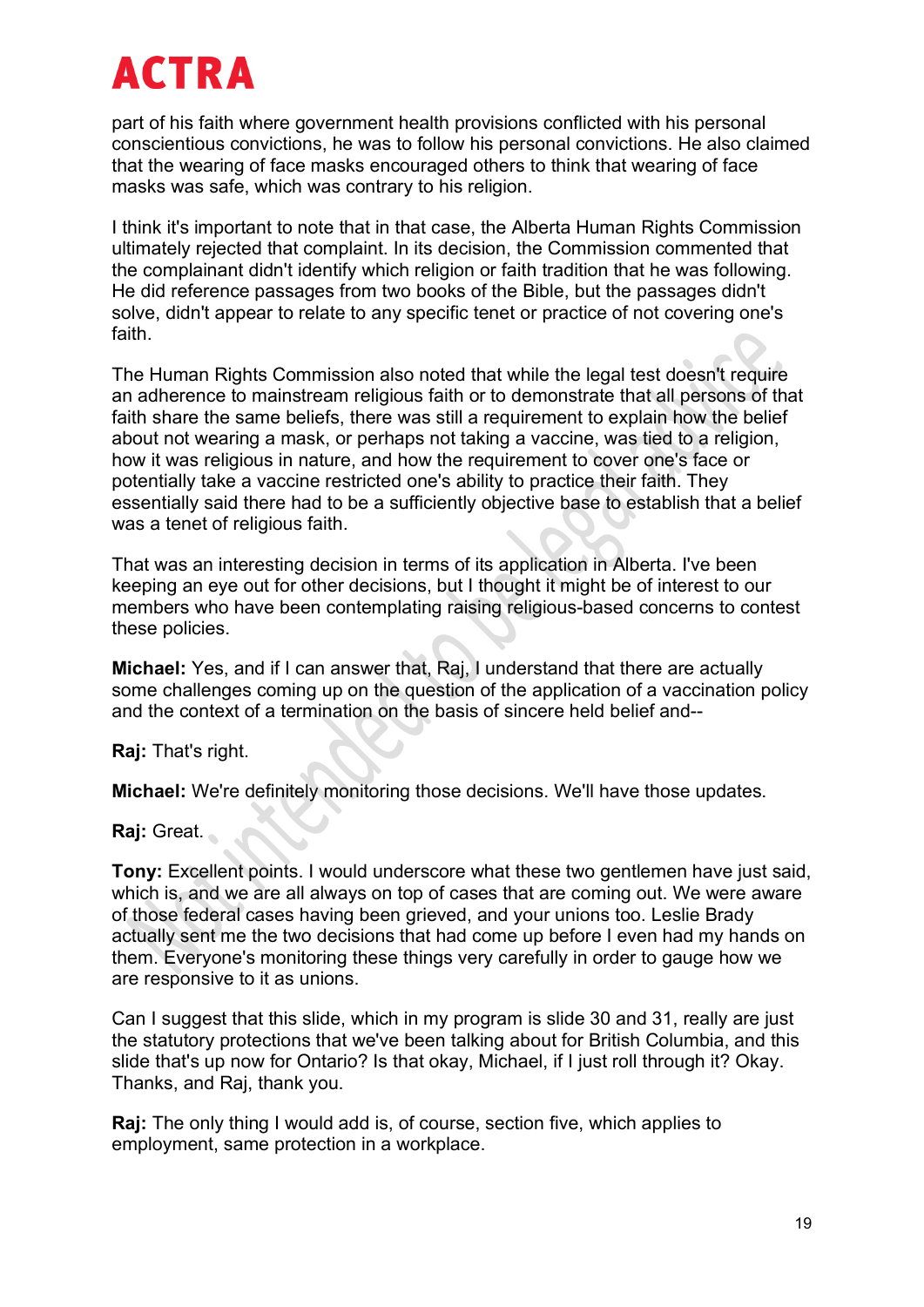part of his faith where government health provisions conflicted with his personal conscientious convictions, he was to follow his personal convictions. He also claimed that the wearing of face masks encouraged others to think that wearing of face masks was safe, which was contrary to his religion.

I think it's important to note that in that case, the Alberta Human Rights Commission ultimately rejected that complaint. In its decision, the Commission commented that the complainant didn't identify which religion or faith tradition that he was following. He did reference passages from two books of the Bible, but the passages didn't solve, didn't appear to relate to any specific tenet or practice of not covering one's faith.

The Human Rights Commission also noted that while the legal test doesn't require an adherence to mainstream religious faith or to demonstrate that all persons of that faith share the same beliefs, there was still a requirement to explain how the belief about not wearing a mask, or perhaps not taking a vaccine, was tied to a religion, how it was religious in nature, and how the requirement to cover one's face or potentially take a vaccine restricted one's ability to practice their faith. They essentially said there had to be a sufficiently objective base to establish that a belief was a tenet of religious faith.

That was an interesting decision in terms of its application in Alberta. I've been keeping an eye out for other decisions, but I thought it might be of interest to our members who have been contemplating raising religious-based concerns to contest these policies.

**Michael:** Yes, and if I can answer that, Raj, I understand that there are actually some challenges coming up on the question of the application of a vaccination policy and the context of a termination on the basis of sincere held belief and--

**Raj:** That's right.

**Michael:** We're definitely monitoring those decisions. We'll have those updates.

**Raj:** Great.

**Tony:** Excellent points. I would underscore what these two gentlemen have just said, which is, and we are all always on top of cases that are coming out. We were aware of those federal cases having been grieved, and your unions too. Leslie Brady actually sent me the two decisions that had come up before I even had my hands on them. Everyone's monitoring these things very carefully in order to gauge how we are responsive to it as unions.

Can I suggest that this slide, which in my program is slide 30 and 31, really are just the statutory protections that we've been talking about for British Columbia, and this slide that's up now for Ontario? Is that okay, Michael, if I just roll through it? Okay. Thanks, and Raj, thank you.

**Raj:** The only thing I would add is, of course, section five, which applies to employment, same protection in a workplace.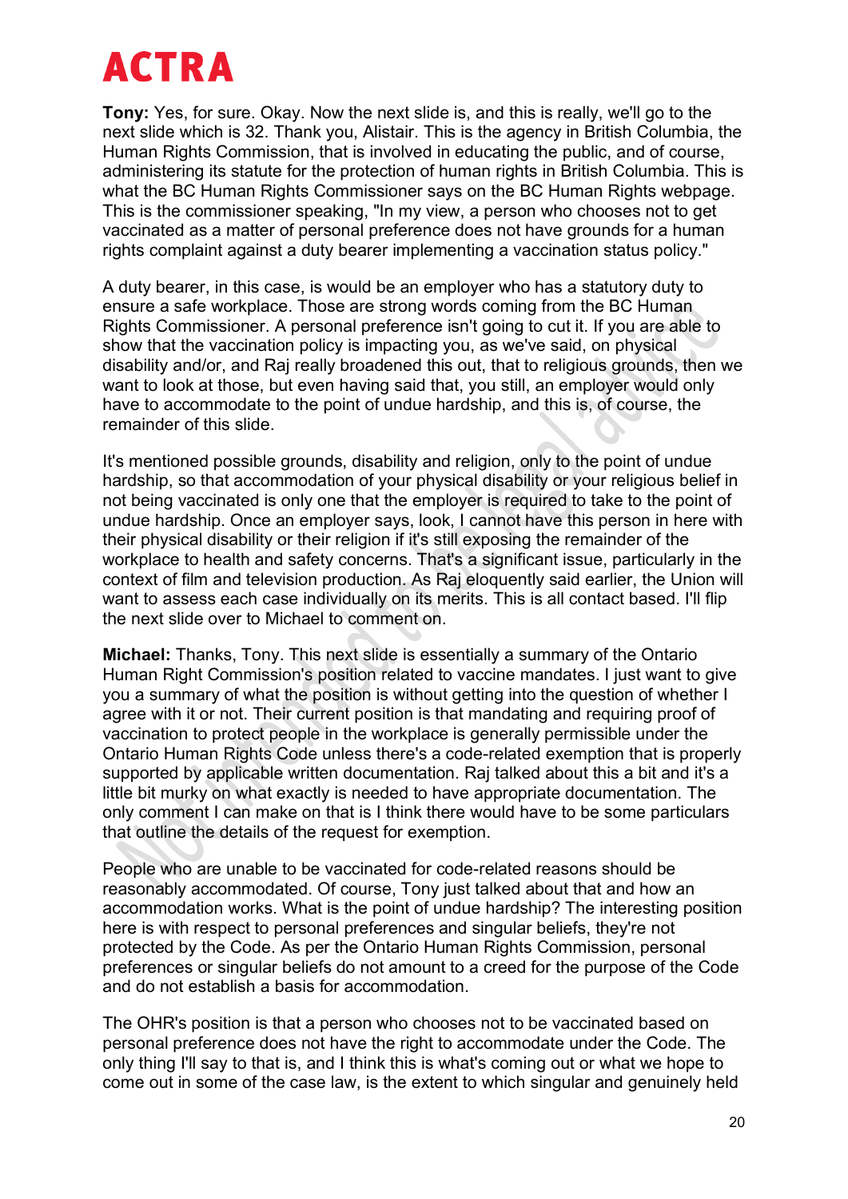**Tony:** Yes, for sure. Okay. Now the next slide is, and this is really, we'll go to the next slide which is 32. Thank you, Alistair. This is the agency in British Columbia, the Human Rights Commission, that is involved in educating the public, and of course, administering its statute for the protection of human rights in British Columbia. This is what the BC Human Rights Commissioner says on the BC Human Rights webpage. This is the commissioner speaking, "In my view, a person who chooses not to get vaccinated as a matter of personal preference does not have grounds for a human rights complaint against a duty bearer implementing a vaccination status policy."

A duty bearer, in this case, is would be an employer who has a statutory duty to ensure a safe workplace. Those are strong words coming from the BC Human Rights Commissioner. A personal preference isn't going to cut it. If you are able to show that the vaccination policy is impacting you, as we've said, on physical disability and/or, and Raj really broadened this out, that to religious grounds, then we want to look at those, but even having said that, you still, an employer would only have to accommodate to the point of undue hardship, and this is, of course, the remainder of this slide.

It's mentioned possible grounds, disability and religion, only to the point of undue hardship, so that accommodation of your physical disability or your religious belief in not being vaccinated is only one that the employer is required to take to the point of undue hardship. Once an employer says, look, I cannot have this person in here with their physical disability or their religion if it's still exposing the remainder of the workplace to health and safety concerns. That's a significant issue, particularly in the context of film and television production. As Raj eloquently said earlier, the Union will want to assess each case individually on its merits. This is all contact based. I'll flip the next slide over to Michael to comment on.

**Michael:** Thanks, Tony. This next slide is essentially a summary of the Ontario Human Right Commission's position related to vaccine mandates. I just want to give you a summary of what the position is without getting into the question of whether I agree with it or not. Their current position is that mandating and requiring proof of vaccination to protect people in the workplace is generally permissible under the Ontario Human Rights Code unless there's a code-related exemption that is properly supported by applicable written documentation. Raj talked about this a bit and it's a little bit murky on what exactly is needed to have appropriate documentation. The only comment I can make on that is I think there would have to be some particulars that outline the details of the request for exemption.

People who are unable to be vaccinated for code-related reasons should be reasonably accommodated. Of course, Tony just talked about that and how an accommodation works. What is the point of undue hardship? The interesting position here is with respect to personal preferences and singular beliefs, they're not protected by the Code. As per the Ontario Human Rights Commission, personal preferences or singular beliefs do not amount to a creed for the purpose of the Code and do not establish a basis for accommodation.

The OHR's position is that a person who chooses not to be vaccinated based on personal preference does not have the right to accommodate under the Code. The only thing I'll say to that is, and I think this is what's coming out or what we hope to come out in some of the case law, is the extent to which singular and genuinely held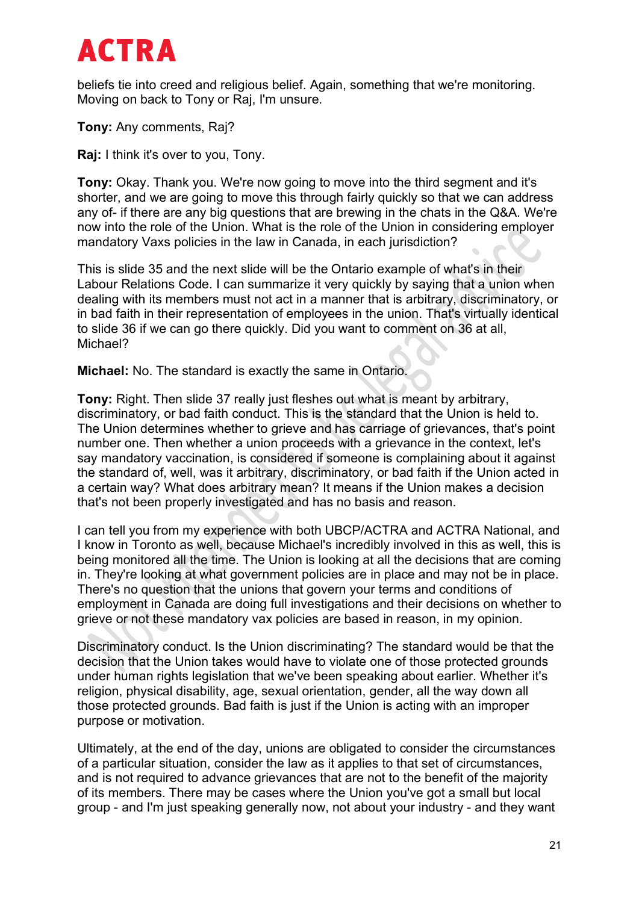beliefs tie into creed and religious belief. Again, something that we're monitoring. Moving on back to Tony or Raj, I'm unsure.

**Tony:** Any comments, Raj?

**Raj:** I think it's over to you, Tony.

**Tony:** Okay. Thank you. We're now going to move into the third segment and it's shorter, and we are going to move this through fairly quickly so that we can address any of- if there are any big questions that are brewing in the chats in the Q&A. We're now into the role of the Union. What is the role of the Union in considering employer mandatory Vaxs policies in the law in Canada, in each jurisdiction?

This is slide 35 and the next slide will be the Ontario example of what's in their Labour Relations Code. I can summarize it very quickly by saying that a union when dealing with its members must not act in a manner that is arbitrary, discriminatory, or in bad faith in their representation of employees in the union. That's virtually identical to slide 36 if we can go there quickly. Did you want to comment on 36 at all, Michael?

**Michael:** No. The standard is exactly the same in Ontario.

**Tony:** Right. Then slide 37 really just fleshes out what is meant by arbitrary, discriminatory, or bad faith conduct. This is the standard that the Union is held to. The Union determines whether to grieve and has carriage of grievances, that's point number one. Then whether a union proceeds with a grievance in the context, let's say mandatory vaccination, is considered if someone is complaining about it against the standard of, well, was it arbitrary, discriminatory, or bad faith if the Union acted in a certain way? What does arbitrary mean? It means if the Union makes a decision that's not been properly investigated and has no basis and reason.

I can tell you from my experience with both UBCP/ACTRA and ACTRA National, and I know in Toronto as well, because Michael's incredibly involved in this as well, this is being monitored all the time. The Union is looking at all the decisions that are coming in. They're looking at what government policies are in place and may not be in place. There's no question that the unions that govern your terms and conditions of employment in Canada are doing full investigations and their decisions on whether to grieve or not these mandatory vax policies are based in reason, in my opinion.

Discriminatory conduct. Is the Union discriminating? The standard would be that the decision that the Union takes would have to violate one of those protected grounds under human rights legislation that we've been speaking about earlier. Whether it's religion, physical disability, age, sexual orientation, gender, all the way down all those protected grounds. Bad faith is just if the Union is acting with an improper purpose or motivation.

Ultimately, at the end of the day, unions are obligated to consider the circumstances of a particular situation, consider the law as it applies to that set of circumstances, and is not required to advance grievances that are not to the benefit of the majority of its members. There may be cases where the Union you've got a small but local group - and I'm just speaking generally now, not about your industry - and they want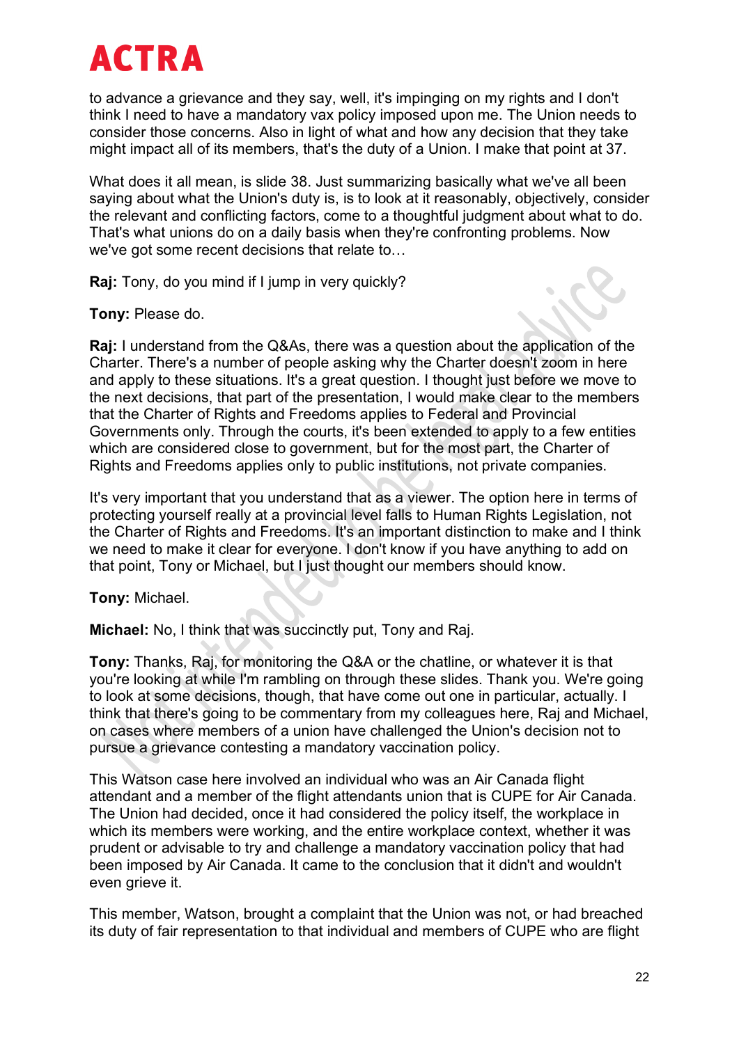to advance a grievance and they say, well, it's impinging on my rights and I don't think I need to have a mandatory vax policy imposed upon me. The Union needs to consider those concerns. Also in light of what and how any decision that they take might impact all of its members, that's the duty of a Union. I make that point at 37.

What does it all mean, is slide 38. Just summarizing basically what we've all been saying about what the Union's duty is, is to look at it reasonably, objectively, consider the relevant and conflicting factors, come to a thoughtful judgment about what to do. That's what unions do on a daily basis when they're confronting problems. Now we've got some recent decisions that relate to…

**Raj:** Tony, do you mind if I jump in very quickly?

**Tony:** Please do.

**Raj:** I understand from the Q&As, there was a question about the application of the Charter. There's a number of people asking why the Charter doesn't zoom in here and apply to these situations. It's a great question. I thought just before we move to the next decisions, that part of the presentation, I would make clear to the members that the Charter of Rights and Freedoms applies to Federal and Provincial Governments only. Through the courts, it's been extended to apply to a few entities which are considered close to government, but for the most part, the Charter of Rights and Freedoms applies only to public institutions, not private companies.

It's very important that you understand that as a viewer. The option here in terms of protecting yourself really at a provincial level falls to Human Rights Legislation, not the Charter of Rights and Freedoms. It's an important distinction to make and I think we need to make it clear for everyone. I don't know if you have anything to add on that point, Tony or Michael, but I just thought our members should know.

**Tony:** Michael.

**Michael:** No, I think that was succinctly put, Tony and Raj.

**Tony:** Thanks, Raj, for monitoring the Q&A or the chatline, or whatever it is that you're looking at while I'm rambling on through these slides. Thank you. We're going to look at some decisions, though, that have come out one in particular, actually. I think that there's going to be commentary from my colleagues here, Raj and Michael, on cases where members of a union have challenged the Union's decision not to pursue a grievance contesting a mandatory vaccination policy.

This Watson case here involved an individual who was an Air Canada flight attendant and a member of the flight attendants union that is CUPE for Air Canada. The Union had decided, once it had considered the policy itself, the workplace in which its members were working, and the entire workplace context, whether it was prudent or advisable to try and challenge a mandatory vaccination policy that had been imposed by Air Canada. It came to the conclusion that it didn't and wouldn't even grieve it.

This member, Watson, brought a complaint that the Union was not, or had breached its duty of fair representation to that individual and members of CUPE who are flight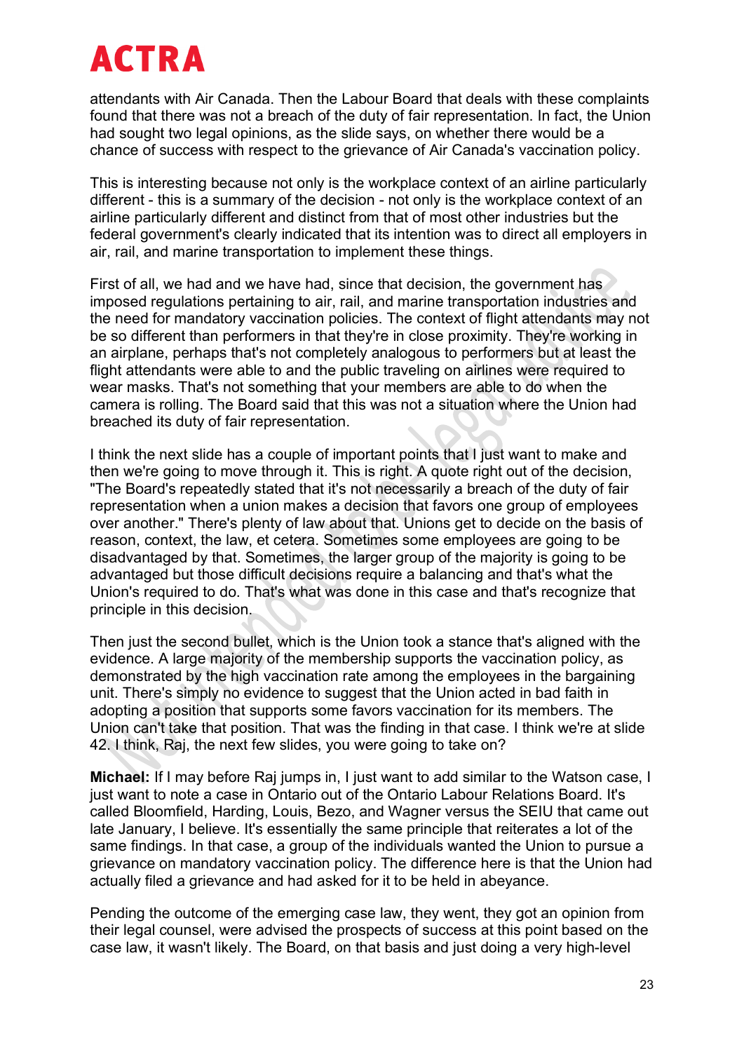attendants with Air Canada. Then the Labour Board that deals with these complaints found that there was not a breach of the duty of fair representation. In fact, the Union had sought two legal opinions, as the slide says, on whether there would be a chance of success with respect to the grievance of Air Canada's vaccination policy.

This is interesting because not only is the workplace context of an airline particularly different - this is a summary of the decision - not only is the workplace context of an airline particularly different and distinct from that of most other industries but the federal government's clearly indicated that its intention was to direct all employers in air, rail, and marine transportation to implement these things.

First of all, we had and we have had, since that decision, the government has imposed regulations pertaining to air, rail, and marine transportation industries and the need for mandatory vaccination policies. The context of flight attendants may not be so different than performers in that they're in close proximity. They're working in an airplane, perhaps that's not completely analogous to performers but at least the flight attendants were able to and the public traveling on airlines were required to wear masks. That's not something that your members are able to do when the camera is rolling. The Board said that this was not a situation where the Union had breached its duty of fair representation.

I think the next slide has a couple of important points that I just want to make and then we're going to move through it. This is right. A quote right out of the decision, "The Board's repeatedly stated that it's not necessarily a breach of the duty of fair representation when a union makes a decision that favors one group of employees over another." There's plenty of law about that. Unions get to decide on the basis of reason, context, the law, et cetera. Sometimes some employees are going to be disadvantaged by that. Sometimes, the larger group of the majority is going to be advantaged but those difficult decisions require a balancing and that's what the Union's required to do. That's what was done in this case and that's recognize that principle in this decision.

Then just the second bullet, which is the Union took a stance that's aligned with the evidence. A large majority of the membership supports the vaccination policy, as demonstrated by the high vaccination rate among the employees in the bargaining unit. There's simply no evidence to suggest that the Union acted in bad faith in adopting a position that supports some favors vaccination for its members. The Union can't take that position. That was the finding in that case. I think we're at slide 42. I think, Raj, the next few slides, you were going to take on?

**Michael:** If I may before Raj jumps in, I just want to add similar to the Watson case, I just want to note a case in Ontario out of the Ontario Labour Relations Board. It's called Bloomfield, Harding, Louis, Bezo, and Wagner versus the SEIU that came out late January, I believe. It's essentially the same principle that reiterates a lot of the same findings. In that case, a group of the individuals wanted the Union to pursue a grievance on mandatory vaccination policy. The difference here is that the Union had actually filed a grievance and had asked for it to be held in abeyance.

Pending the outcome of the emerging case law, they went, they got an opinion from their legal counsel, were advised the prospects of success at this point based on the case law, it wasn't likely. The Board, on that basis and just doing a very high-level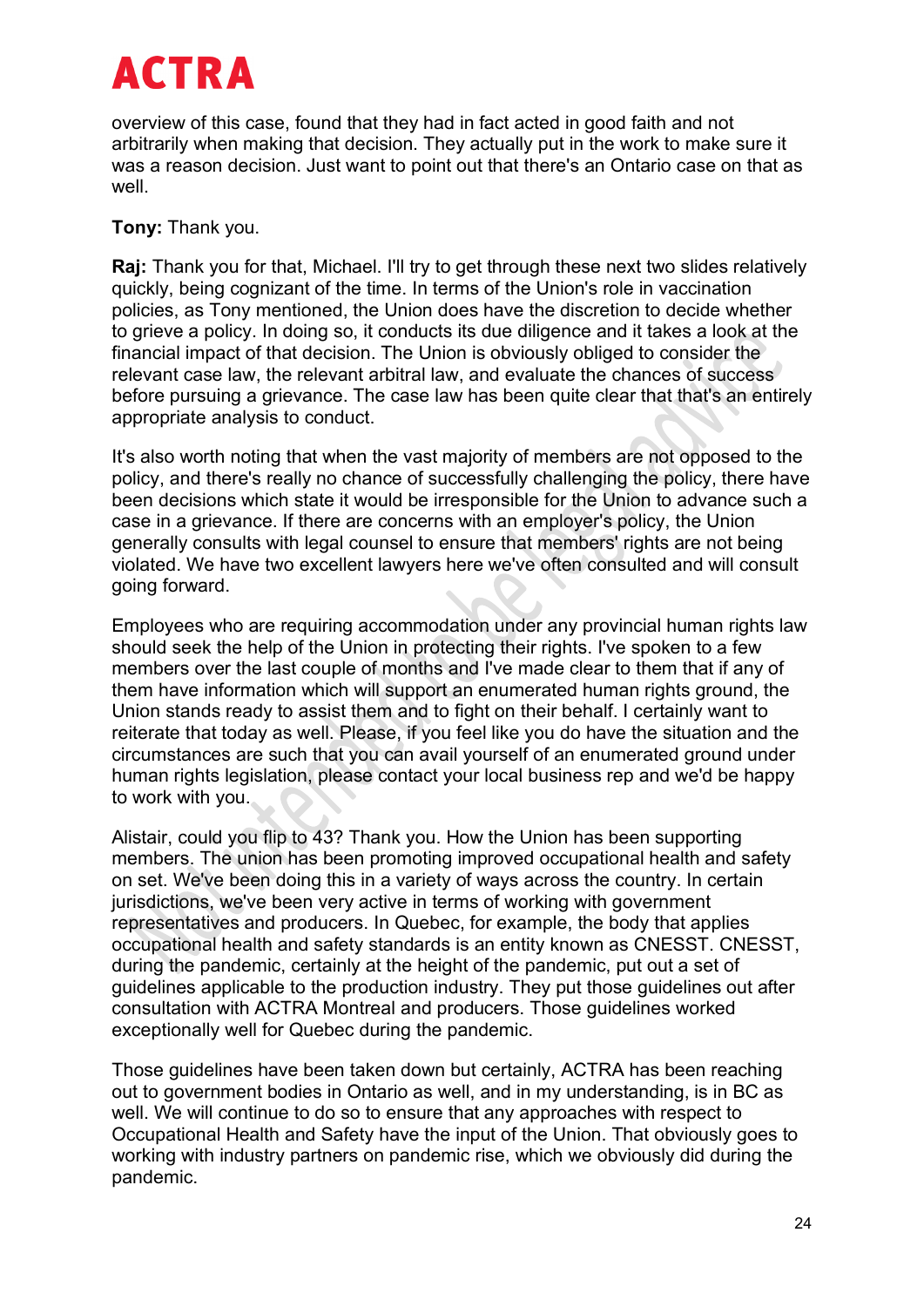overview of this case, found that they had in fact acted in good faith and not arbitrarily when making that decision. They actually put in the work to make sure it was a reason decision. Just want to point out that there's an Ontario case on that as well.

**Tony:** Thank you.

**Raj:** Thank you for that, Michael. I'll try to get through these next two slides relatively quickly, being cognizant of the time. In terms of the Union's role in vaccination policies, as Tony mentioned, the Union does have the discretion to decide whether to grieve a policy. In doing so, it conducts its due diligence and it takes a look at the financial impact of that decision. The Union is obviously obliged to consider the relevant case law, the relevant arbitral law, and evaluate the chances of success before pursuing a grievance. The case law has been quite clear that that's an entirely appropriate analysis to conduct.

It's also worth noting that when the vast majority of members are not opposed to the policy, and there's really no chance of successfully challenging the policy, there have been decisions which state it would be irresponsible for the Union to advance such a case in a grievance. If there are concerns with an employer's policy, the Union generally consults with legal counsel to ensure that members' rights are not being violated. We have two excellent lawyers here we've often consulted and will consult going forward.

Employees who are requiring accommodation under any provincial human rights law should seek the help of the Union in protecting their rights. I've spoken to a few members over the last couple of months and I've made clear to them that if any of them have information which will support an enumerated human rights ground, the Union stands ready to assist them and to fight on their behalf. I certainly want to reiterate that today as well. Please, if you feel like you do have the situation and the circumstances are such that you can avail yourself of an enumerated ground under human rights legislation, please contact your local business rep and we'd be happy to work with you.

Alistair, could you flip to 43? Thank you. How the Union has been supporting members. The union has been promoting improved occupational health and safety on set. We've been doing this in a variety of ways across the country. In certain jurisdictions, we've been very active in terms of working with government representatives and producers. In Quebec, for example, the body that applies occupational health and safety standards is an entity known as CNESST. CNESST, during the pandemic, certainly at the height of the pandemic, put out a set of guidelines applicable to the production industry. They put those guidelines out after consultation with ACTRA Montreal and producers. Those guidelines worked exceptionally well for Quebec during the pandemic.

Those guidelines have been taken down but certainly, ACTRA has been reaching out to government bodies in Ontario as well, and in my understanding, is in BC as well. We will continue to do so to ensure that any approaches with respect to Occupational Health and Safety have the input of the Union. That obviously goes to working with industry partners on pandemic rise, which we obviously did during the pandemic.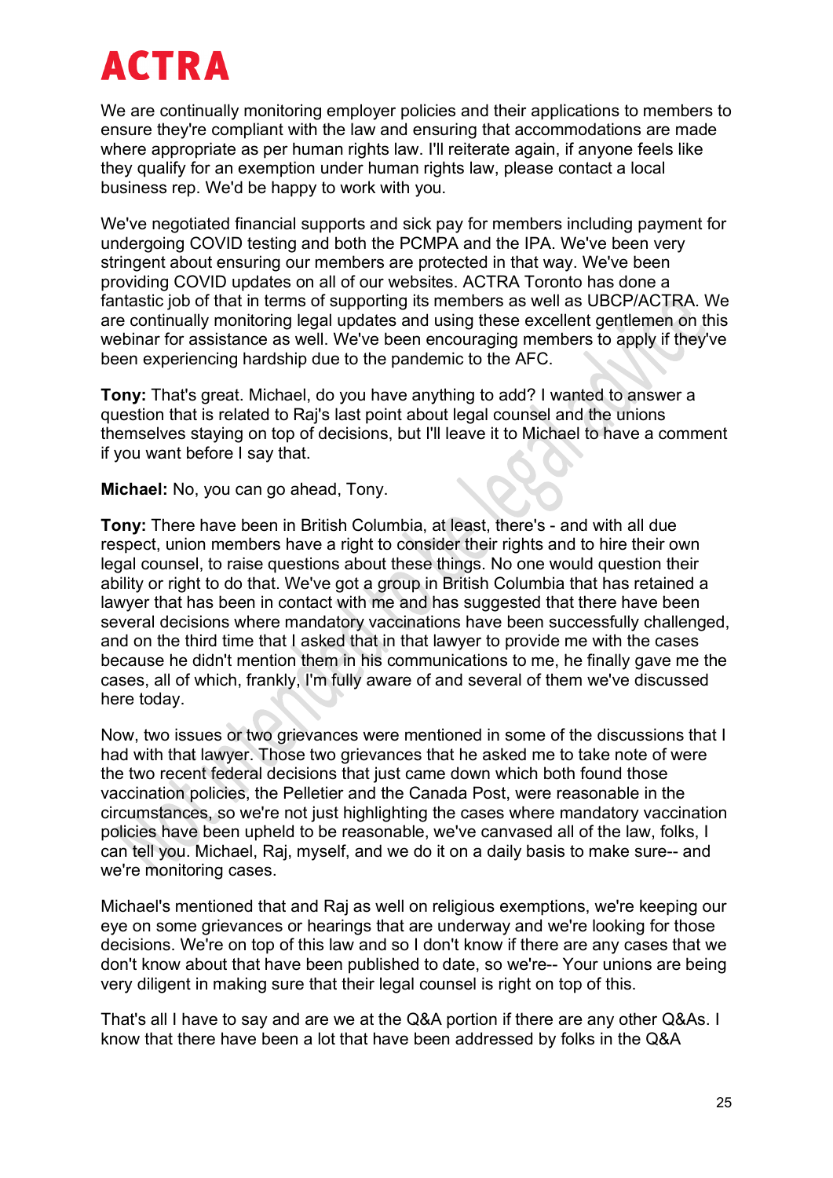We are continually monitoring employer policies and their applications to members to ensure they're compliant with the law and ensuring that accommodations are made where appropriate as per human rights law. I'll reiterate again, if anyone feels like they qualify for an exemption under human rights law, please contact a local business rep. We'd be happy to work with you.

We've negotiated financial supports and sick pay for members including payment for undergoing COVID testing and both the PCMPA and the IPA. We've been very stringent about ensuring our members are protected in that way. We've been providing COVID updates on all of our websites. ACTRA Toronto has done a fantastic job of that in terms of supporting its members as well as UBCP/ACTRA. We are continually monitoring legal updates and using these excellent gentlemen on this webinar for assistance as well. We've been encouraging members to apply if they've been experiencing hardship due to the pandemic to the AFC.

**Tony:** That's great. Michael, do you have anything to add? I wanted to answer a question that is related to Raj's last point about legal counsel and the unions themselves staying on top of decisions, but I'll leave it to Michael to have a comment if you want before I say that.

**Michael:** No, you can go ahead, Tony.

**Tony:** There have been in British Columbia, at least, there's - and with all due respect, union members have a right to consider their rights and to hire their own legal counsel, to raise questions about these things. No one would question their ability or right to do that. We've got a group in British Columbia that has retained a lawyer that has been in contact with me and has suggested that there have been several decisions where mandatory vaccinations have been successfully challenged, and on the third time that I asked that in that lawyer to provide me with the cases because he didn't mention them in his communications to me, he finally gave me the cases, all of which, frankly, I'm fully aware of and several of them we've discussed here today.

Now, two issues or two grievances were mentioned in some of the discussions that I had with that lawyer. Those two grievances that he asked me to take note of were the two recent federal decisions that just came down which both found those vaccination policies, the Pelletier and the Canada Post, were reasonable in the circumstances, so we're not just highlighting the cases where mandatory vaccination policies have been upheld to be reasonable, we've canvased all of the law, folks, I can tell you. Michael, Raj, myself, and we do it on a daily basis to make sure-- and we're monitoring cases.

Michael's mentioned that and Raj as well on religious exemptions, we're keeping our eye on some grievances or hearings that are underway and we're looking for those decisions. We're on top of this law and so I don't know if there are any cases that we don't know about that have been published to date, so we're-- Your unions are being very diligent in making sure that their legal counsel is right on top of this.

That's all I have to say and are we at the Q&A portion if there are any other Q&As. I know that there have been a lot that have been addressed by folks in the Q&A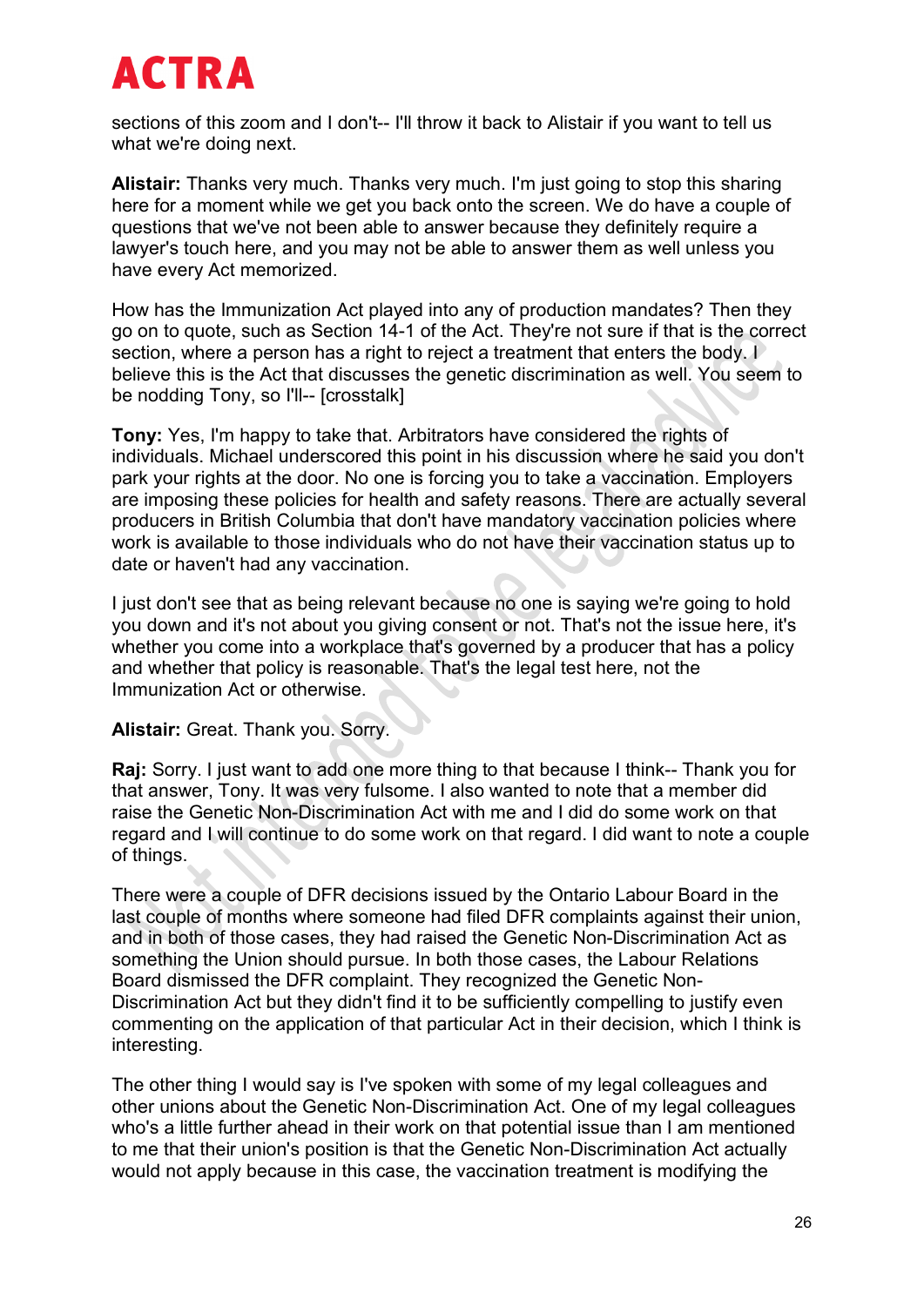sections of this zoom and I don't-- I'll throw it back to Alistair if you want to tell us what we're doing next.

**Alistair:** Thanks very much. Thanks very much. I'm just going to stop this sharing here for a moment while we get you back onto the screen. We do have a couple of questions that we've not been able to answer because they definitely require a lawyer's touch here, and you may not be able to answer them as well unless you have every Act memorized.

How has the Immunization Act played into any of production mandates? Then they go on to quote, such as Section 14-1 of the Act. They're not sure if that is the correct section, where a person has a right to reject a treatment that enters the body. I believe this is the Act that discusses the genetic discrimination as well. You seem to be nodding Tony, so I'll-- [crosstalk]

**Tony:** Yes, I'm happy to take that. Arbitrators have considered the rights of individuals. Michael underscored this point in his discussion where he said you don't park your rights at the door. No one is forcing you to take a vaccination. Employers are imposing these policies for health and safety reasons. There are actually several producers in British Columbia that don't have mandatory vaccination policies where work is available to those individuals who do not have their vaccination status up to date or haven't had any vaccination.

I just don't see that as being relevant because no one is saying we're going to hold you down and it's not about you giving consent or not. That's not the issue here, it's whether you come into a workplace that's governed by a producer that has a policy and whether that policy is reasonable. That's the legal test here, not the Immunization Act or otherwise.

**Alistair:** Great. Thank you. Sorry.

**Raj:** Sorry. I just want to add one more thing to that because I think-- Thank you for that answer, Tony. It was very fulsome. I also wanted to note that a member did raise the Genetic Non-Discrimination Act with me and I did do some work on that regard and I will continue to do some work on that regard. I did want to note a couple of things.

There were a couple of DFR decisions issued by the Ontario Labour Board in the last couple of months where someone had filed DFR complaints against their union, and in both of those cases, they had raised the Genetic Non-Discrimination Act as something the Union should pursue. In both those cases, the Labour Relations Board dismissed the DFR complaint. They recognized the Genetic Non-Discrimination Act but they didn't find it to be sufficiently compelling to justify even commenting on the application of that particular Act in their decision, which I think is interesting.

The other thing I would say is I've spoken with some of my legal colleagues and other unions about the Genetic Non-Discrimination Act. One of my legal colleagues who's a little further ahead in their work on that potential issue than I am mentioned to me that their union's position is that the Genetic Non-Discrimination Act actually would not apply because in this case, the vaccination treatment is modifying the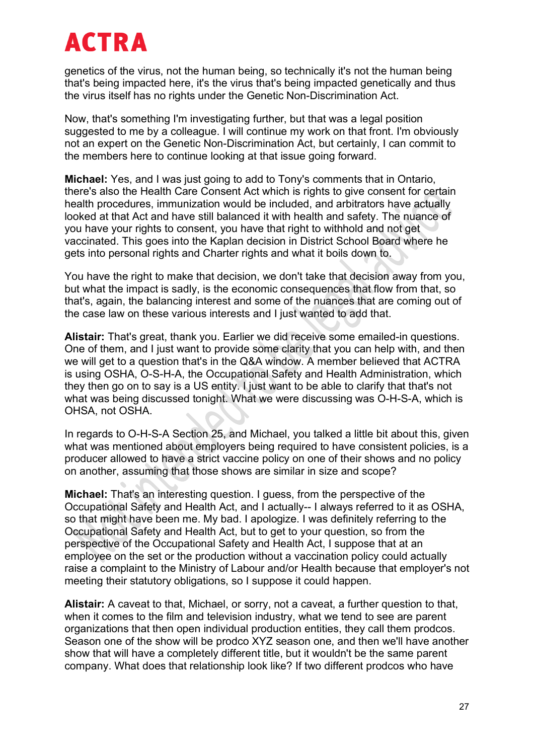genetics of the virus, not the human being, so technically it's not the human being that's being impacted here, it's the virus that's being impacted genetically and thus the virus itself has no rights under the Genetic Non-Discrimination Act.

Now, that's something I'm investigating further, but that was a legal position suggested to me by a colleague. I will continue my work on that front. I'm obviously not an expert on the Genetic Non-Discrimination Act, but certainly, I can commit to the members here to continue looking at that issue going forward.

**Michael:** Yes, and I was just going to add to Tony's comments that in Ontario, there's also the Health Care Consent Act which is rights to give consent for certain health procedures, immunization would be included, and arbitrators have actually looked at that Act and have still balanced it with health and safety. The nuance of you have your rights to consent, you have that right to withhold and not get vaccinated. This goes into the Kaplan decision in District School Board where he gets into personal rights and Charter rights and what it boils down to.

You have the right to make that decision, we don't take that decision away from you, but what the impact is sadly, is the economic consequences that flow from that, so that's, again, the balancing interest and some of the nuances that are coming out of the case law on these various interests and I just wanted to add that.

**Alistair:** That's great, thank you. Earlier we did receive some emailed-in questions. One of them, and I just want to provide some clarity that you can help with, and then we will get to a question that's in the Q&A window. A member believed that ACTRA is using OSHA, O-S-H-A, the Occupational Safety and Health Administration, which they then go on to say is a US entity. I just want to be able to clarify that that's not what was being discussed tonight. What we were discussing was O-H-S-A, which is OHSA, not OSHA.

In regards to O-H-S-A Section 25, and Michael, you talked a little bit about this, given what was mentioned about employers being required to have consistent policies, is a producer allowed to have a strict vaccine policy on one of their shows and no policy on another, assuming that those shows are similar in size and scope?

**Michael:** That's an interesting question. I guess, from the perspective of the Occupational Safety and Health Act, and I actually-- I always referred to it as OSHA, so that might have been me. My bad. I apologize. I was definitely referring to the Occupational Safety and Health Act, but to get to your question, so from the perspective of the Occupational Safety and Health Act, I suppose that at an employee on the set or the production without a vaccination policy could actually raise a complaint to the Ministry of Labour and/or Health because that employer's not meeting their statutory obligations, so I suppose it could happen.

**Alistair:** A caveat to that, Michael, or sorry, not a caveat, a further question to that, when it comes to the film and television industry, what we tend to see are parent organizations that then open individual production entities, they call them prodcos. Season one of the show will be prodco XYZ season one, and then we'll have another show that will have a completely different title, but it wouldn't be the same parent company. What does that relationship look like? If two different prodcos who have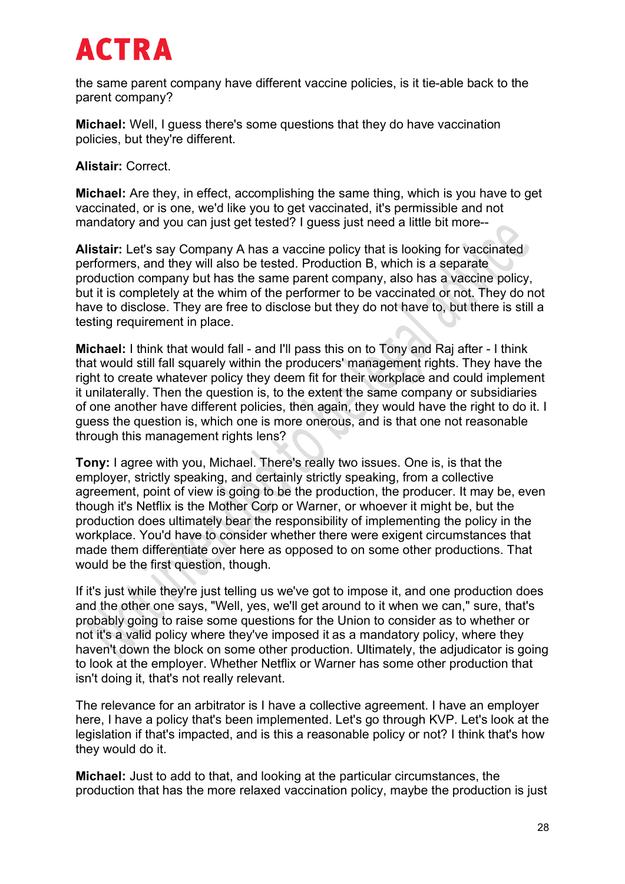the same parent company have different vaccine policies, is it tie-able back to the parent company?

**Michael:** Well, I guess there's some questions that they do have vaccination policies, but they're different.

**Alistair:** Correct.

**Michael:** Are they, in effect, accomplishing the same thing, which is you have to get vaccinated, or is one, we'd like you to get vaccinated, it's permissible and not mandatory and you can just get tested? I guess just need a little bit more--

**Alistair:** Let's say Company A has a vaccine policy that is looking for vaccinated performers, and they will also be tested. Production B, which is a separate production company but has the same parent company, also has a vaccine policy, but it is completely at the whim of the performer to be vaccinated or not. They do not have to disclose. They are free to disclose but they do not have to, but there is still a testing requirement in place.

**Michael:** I think that would fall - and I'll pass this on to Tony and Raj after - I think that would still fall squarely within the producers' management rights. They have the right to create whatever policy they deem fit for their workplace and could implement it unilaterally. Then the question is, to the extent the same company or subsidiaries of one another have different policies, then again, they would have the right to do it. I guess the question is, which one is more onerous, and is that one not reasonable through this management rights lens?

**Tony:** I agree with you, Michael. There's really two issues. One is, is that the employer, strictly speaking, and certainly strictly speaking, from a collective agreement, point of view is going to be the production, the producer. It may be, even though it's Netflix is the Mother Corp or Warner, or whoever it might be, but the production does ultimately bear the responsibility of implementing the policy in the workplace. You'd have to consider whether there were exigent circumstances that made them differentiate over here as opposed to on some other productions. That would be the first question, though.

If it's just while they're just telling us we've got to impose it, and one production does and the other one says, "Well, yes, we'll get around to it when we can," sure, that's probably going to raise some questions for the Union to consider as to whether or not it's a valid policy where they've imposed it as a mandatory policy, where they haven't down the block on some other production. Ultimately, the adjudicator is going to look at the employer. Whether Netflix or Warner has some other production that isn't doing it, that's not really relevant.

The relevance for an arbitrator is I have a collective agreement. I have an employer here, I have a policy that's been implemented. Let's go through KVP. Let's look at the legislation if that's impacted, and is this a reasonable policy or not? I think that's how they would do it.

**Michael:** Just to add to that, and looking at the particular circumstances, the production that has the more relaxed vaccination policy, maybe the production is just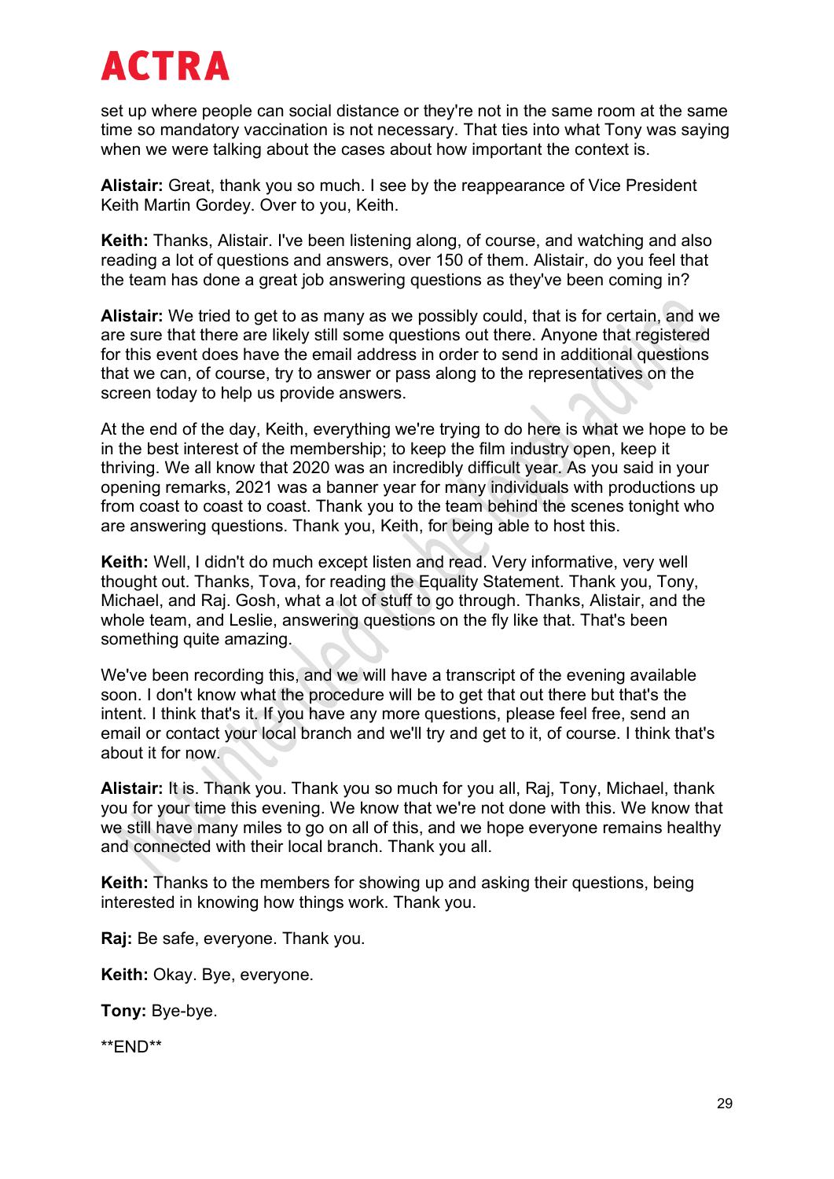set up where people can social distance or they're not in the same room at the same time so mandatory vaccination is not necessary. That ties into what Tony was saying when we were talking about the cases about how important the context is.

**Alistair:** Great, thank you so much. I see by the reappearance of Vice President Keith Martin Gordey. Over to you, Keith.

**Keith:** Thanks, Alistair. I've been listening along, of course, and watching and also reading a lot of questions and answers, over 150 of them. Alistair, do you feel that the team has done a great job answering questions as they've been coming in?

**Alistair:** We tried to get to as many as we possibly could, that is for certain, and we are sure that there are likely still some questions out there. Anyone that registered for this event does have the email address in order to send in additional questions that we can, of course, try to answer or pass along to the representatives on the screen today to help us provide answers.

At the end of the day, Keith, everything we're trying to do here is what we hope to be in the best interest of the membership; to keep the film industry open, keep it thriving. We all know that 2020 was an incredibly difficult year. As you said in your opening remarks, 2021 was a banner year for many individuals with productions up from coast to coast to coast. Thank you to the team behind the scenes tonight who are answering questions. Thank you, Keith, for being able to host this.

**Keith:** Well, I didn't do much except listen and read. Very informative, very well thought out. Thanks, Tova, for reading the Equality Statement. Thank you, Tony, Michael, and Raj. Gosh, what a lot of stuff to go through. Thanks, Alistair, and the whole team, and Leslie, answering questions on the fly like that. That's been something quite amazing.

We've been recording this, and we will have a transcript of the evening available soon. I don't know what the procedure will be to get that out there but that's the intent. I think that's it. If you have any more questions, please feel free, send an email or contact your local branch and we'll try and get to it, of course. I think that's about it for now.

**Alistair:** It is. Thank you. Thank you so much for you all, Raj, Tony, Michael, thank you for your time this evening. We know that we're not done with this. We know that we still have many miles to go on all of this, and we hope everyone remains healthy and connected with their local branch. Thank you all.

**Keith:** Thanks to the members for showing up and asking their questions, being interested in knowing how things work. Thank you.

**Raj:** Be safe, everyone. Thank you.

**Keith:** Okay. Bye, everyone.

**Tony:** Bye-bye.

**END**